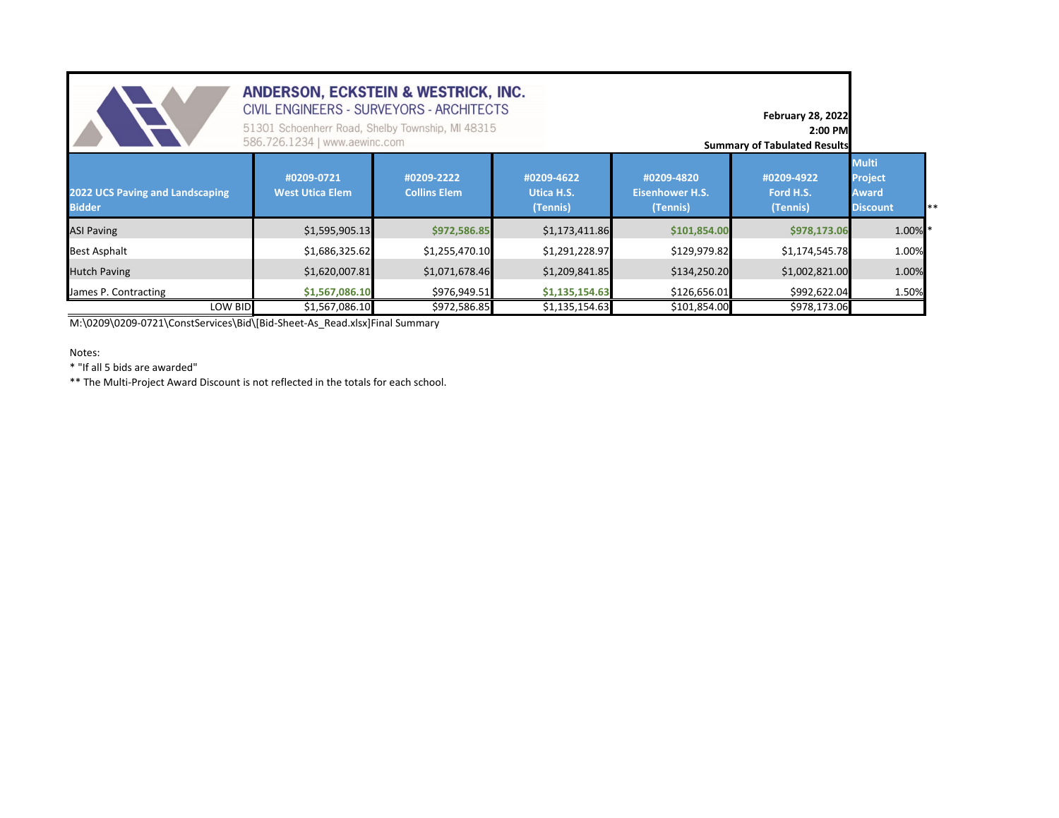**ANDERSON, ECKSTEIN & WESTRICK, INC.**
CIVIL ENGINEERS - SURVEYORS - ARCHITECTS
51301 Schoenherr Road, Shelby Township, MI 48315
586.726.1234 | www.aewinc.com

**February 28, 2022**
**2:00 PM**
**Summary of Tabulated Results**

| 2022 UCS Paving and Landscaping Bidder | #0209-0721 West Utica Elem | #0209-2222 Collins Elem | #0209-4622 Utica H.S. (Tennis) | #0209-4820 Eisenhower H.S. (Tennis) | #0209-4922 Ford H.S. (Tennis) | Multi Project Award Discount ** |
|---|---|---|---|---|---|---|
| ASI Paving | $1,595,905.13 | **$972,586.85** | $1,173,411.86 | **$101,854.00** | **$978,173.06** | 1.00% * |
| Best Asphalt | $1,686,325.62 | $1,255,470.10 | $1,291,228.97 | $129,979.82 | $1,174,545.78 | 1.00% |
| Hutch Paving | $1,620,007.81 | $1,071,678.46 | $1,209,841.85 | $134,250.20 | $1,002,821.00 | 1.00% |
| James P. Contracting | **$1,567,086.10** | $976,949.51 | **$1,135,154.63** | $126,656.01 | $992,622.04 | 1.50% |
| LOW BID | $1,567,086.10 | $972,586.85 | $1,135,154.63 | $101,854.00 | $978,173.06 | |

M:\0209\0209-0721\ConstServices\Bid\[Bid-Sheet-As_Read.xlsx]Final Summary

Notes:

* "If all 5 bids are awarded"

** The Multi-Project Award Discount is not reflected in the totals for each school.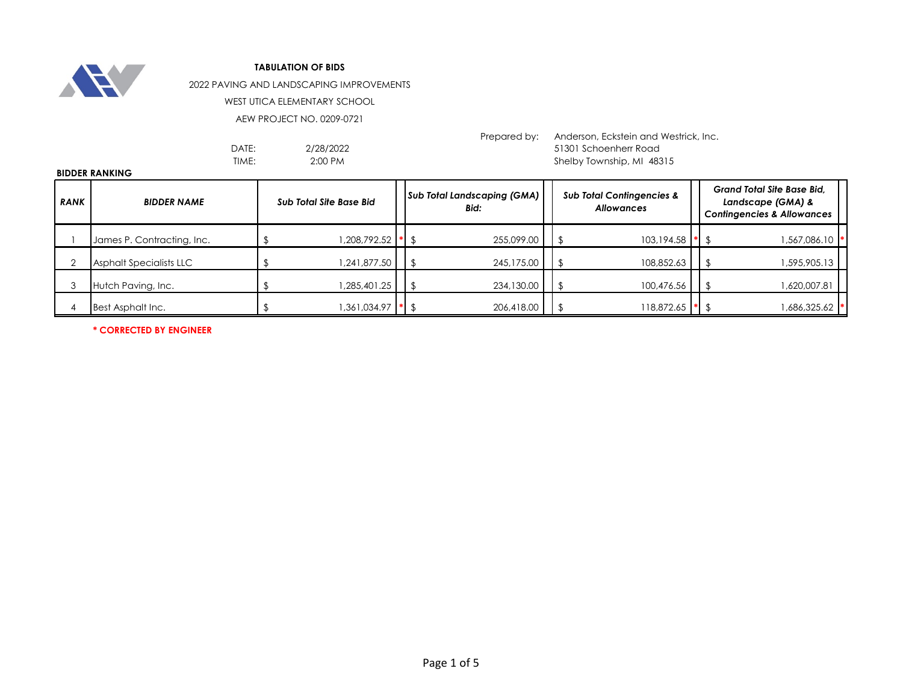**TABULATION OF BIDS**

2022 PAVING AND LANDSCAPING IMPROVEMENTS

WEST UTICA ELEMENTARY SCHOOL

AEW PROJECT NO. 0209-0721

DATE: 2/28/2022

TIME: 2:00 PM

Prepared by: Anderson, Eckstein and Westrick, Inc.
51301 Schoenherr Road
Shelby Township, MI 48315

**BIDDER RANKING**

| RANK | BIDDER NAME | Sub Total Site Base Bid | | Sub Total Landscaping (GMA) Bid: | Sub Total Contingencies & Allowances | | Grand Total Site Base Bid, Landscape (GMA) & Contingencies & Allowances | |
|---|---|---|---|---|---|---|---|---|
| 1 | James P. Contracting, Inc. | $ 1,208,792.52 | * | $ 255,099.00 | $ 103,194.58 | * | $ 1,567,086.10 | * |
| 2 | Asphalt Specialists LLC | $ 1,241,877.50 | | $ 245,175.00 | $ 108,852.63 | | $ 1,595,905.13 | |
| 3 | Hutch Paving, Inc. | $ 1,285,401.25 | | $ 234,130.00 | $ 100,476.56 | | $ 1,620,007.81 | |
| 4 | Best Asphalt Inc. | $ 1,361,034.97 | * | $ 206,418.00 | $ 118,872.65 | * | $ 1,686,325.62 | * |

**\* CORRECTED BY ENGINEER**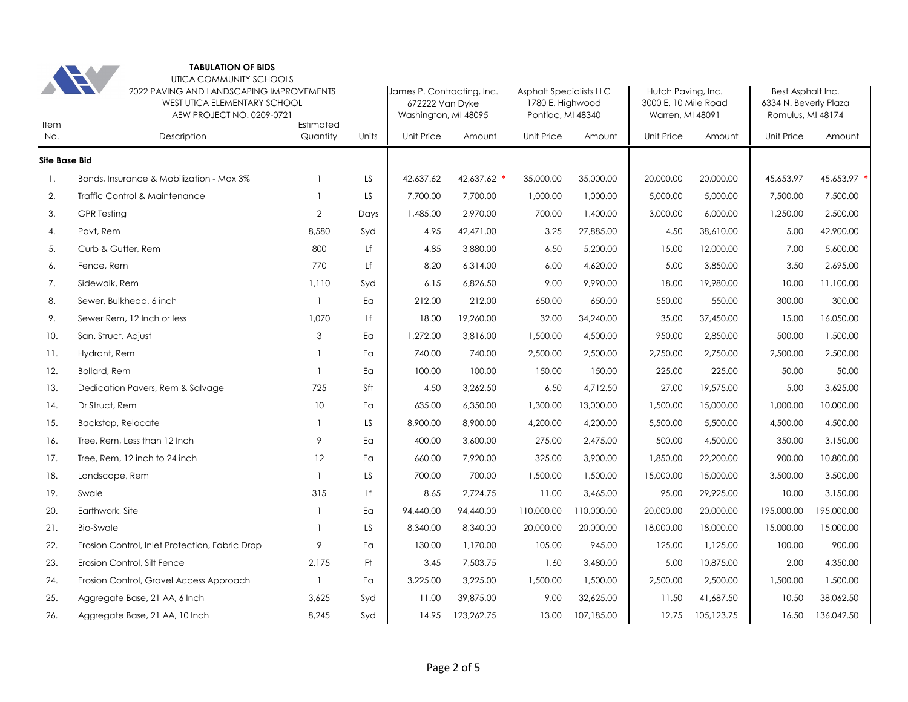**TABULATION OF BIDS**

UTICA COMMUNITY SCHOOLS
2022 PAVING AND LANDSCAPING IMPROVEMENTS
WEST UTICA ELEMENTARY SCHOOL
AEW PROJECT NO. 0209-0721

| Item No. | Description | Estimated Quantity | Units | James P. Contracting, Inc. 672222 Van Dyke Washington, MI 48095 | | Asphalt Specialists LLC 1780 E. Highwood Pontiac, MI 48340 | | Hutch Paving, Inc. 3000 E. 10 Mile Road Warren, MI 48091 | | Best Asphalt Inc. 6334 N. Beverly Plaza Romulus, MI 48174 | |
|---|---|---|---|---|---|---|---|---|---|---|---|
| | | | | Unit Price | Amount | Unit Price | Amount | Unit Price | Amount | Unit Price | Amount |
| **Site Base Bid** | | | | | | | | | | | |
| 1. | Bonds, Insurance & Mobilization - Max 3% | 1 | LS | 42,637.62 | 42,637.62 * | 35,000.00 | 35,000.00 | 20,000.00 | 20,000.00 | 45,653.97 | 45,653.97 * |
| 2. | Traffic Control & Maintenance | 1 | LS | 7,700.00 | 7,700.00 | 1,000.00 | 1,000.00 | 5,000.00 | 5,000.00 | 7,500.00 | 7,500.00 |
| 3. | GPR Testing | 2 | Days | 1,485.00 | 2,970.00 | 700.00 | 1,400.00 | 3,000.00 | 6,000.00 | 1,250.00 | 2,500.00 |
| 4. | Pavt, Rem | 8,580 | Syd | 4.95 | 42,471.00 | 3.25 | 27,885.00 | 4.50 | 38,610.00 | 5.00 | 42,900.00 |
| 5. | Curb & Gutter, Rem | 800 | Lf | 4.85 | 3,880.00 | 6.50 | 5,200.00 | 15.00 | 12,000.00 | 7.00 | 5,600.00 |
| 6. | Fence, Rem | 770 | Lf | 8.20 | 6,314.00 | 6.00 | 4,620.00 | 5.00 | 3,850.00 | 3.50 | 2,695.00 |
| 7. | Sidewalk, Rem | 1,110 | Syd | 6.15 | 6,826.50 | 9.00 | 9,990.00 | 18.00 | 19,980.00 | 10.00 | 11,100.00 |
| 8. | Sewer, Bulkhead, 6 inch | 1 | Ea | 212.00 | 212.00 | 650.00 | 650.00 | 550.00 | 550.00 | 300.00 | 300.00 |
| 9. | Sewer Rem, 12 Inch or less | 1,070 | Lf | 18.00 | 19,260.00 | 32.00 | 34,240.00 | 35.00 | 37,450.00 | 15.00 | 16,050.00 |
| 10. | San. Struct. Adjust | 3 | Ea | 1,272.00 | 3,816.00 | 1,500.00 | 4,500.00 | 950.00 | 2,850.00 | 500.00 | 1,500.00 |
| 11. | Hydrant, Rem | 1 | Ea | 740.00 | 740.00 | 2,500.00 | 2,500.00 | 2,750.00 | 2,750.00 | 2,500.00 | 2,500.00 |
| 12. | Bollard, Rem | 1 | Ea | 100.00 | 100.00 | 150.00 | 150.00 | 225.00 | 225.00 | 50.00 | 50.00 |
| 13. | Dedication Pavers, Rem & Salvage | 725 | Sft | 4.50 | 3,262.50 | 6.50 | 4,712.50 | 27.00 | 19,575.00 | 5.00 | 3,625.00 |
| 14. | Dr Struct, Rem | 10 | Ea | 635.00 | 6,350.00 | 1,300.00 | 13,000.00 | 1,500.00 | 15,000.00 | 1,000.00 | 10,000.00 |
| 15. | Backstop, Relocate | 1 | LS | 8,900.00 | 8,900.00 | 4,200.00 | 4,200.00 | 5,500.00 | 5,500.00 | 4,500.00 | 4,500.00 |
| 16. | Tree, Rem, Less than 12 Inch | 9 | Ea | 400.00 | 3,600.00 | 275.00 | 2,475.00 | 500.00 | 4,500.00 | 350.00 | 3,150.00 |
| 17. | Tree, Rem, 12 inch to 24 inch | 12 | Ea | 660.00 | 7,920.00 | 325.00 | 3,900.00 | 1,850.00 | 22,200.00 | 900.00 | 10,800.00 |
| 18. | Landscape, Rem | 1 | LS | 700.00 | 700.00 | 1,500.00 | 1,500.00 | 15,000.00 | 15,000.00 | 3,500.00 | 3,500.00 |
| 19. | Swale | 315 | Lf | 8.65 | 2,724.75 | 11.00 | 3,465.00 | 95.00 | 29,925.00 | 10.00 | 3,150.00 |
| 20. | Earthwork, Site | 1 | Ea | 94,440.00 | 94,440.00 | 110,000.00 | 110,000.00 | 20,000.00 | 20,000.00 | 195,000.00 | 195,000.00 |
| 21. | Bio-Swale | 1 | LS | 8,340.00 | 8,340.00 | 20,000.00 | 20,000.00 | 18,000.00 | 18,000.00 | 15,000.00 | 15,000.00 |
| 22. | Erosion Control, Inlet Protection, Fabric Drop | 9 | Ea | 130.00 | 1,170.00 | 105.00 | 945.00 | 125.00 | 1,125.00 | 100.00 | 900.00 |
| 23. | Erosion Control, Silt Fence | 2,175 | Ft | 3.45 | 7,503.75 | 1.60 | 3,480.00 | 5.00 | 10,875.00 | 2.00 | 4,350.00 |
| 24. | Erosion Control, Gravel Access Approach | 1 | Ea | 3,225.00 | 3,225.00 | 1,500.00 | 1,500.00 | 2,500.00 | 2,500.00 | 1,500.00 | 1,500.00 |
| 25. | Aggregate Base, 21 AA, 6 Inch | 3,625 | Syd | 11.00 | 39,875.00 | 9.00 | 32,625.00 | 11.50 | 41,687.50 | 10.50 | 38,062.50 |
| 26. | Aggregate Base, 21 AA, 10 Inch | 8,245 | Syd | 14.95 | 123,262.75 | 13.00 | 107,185.00 | 12.75 | 105,123.75 | 16.50 | 136,042.50 |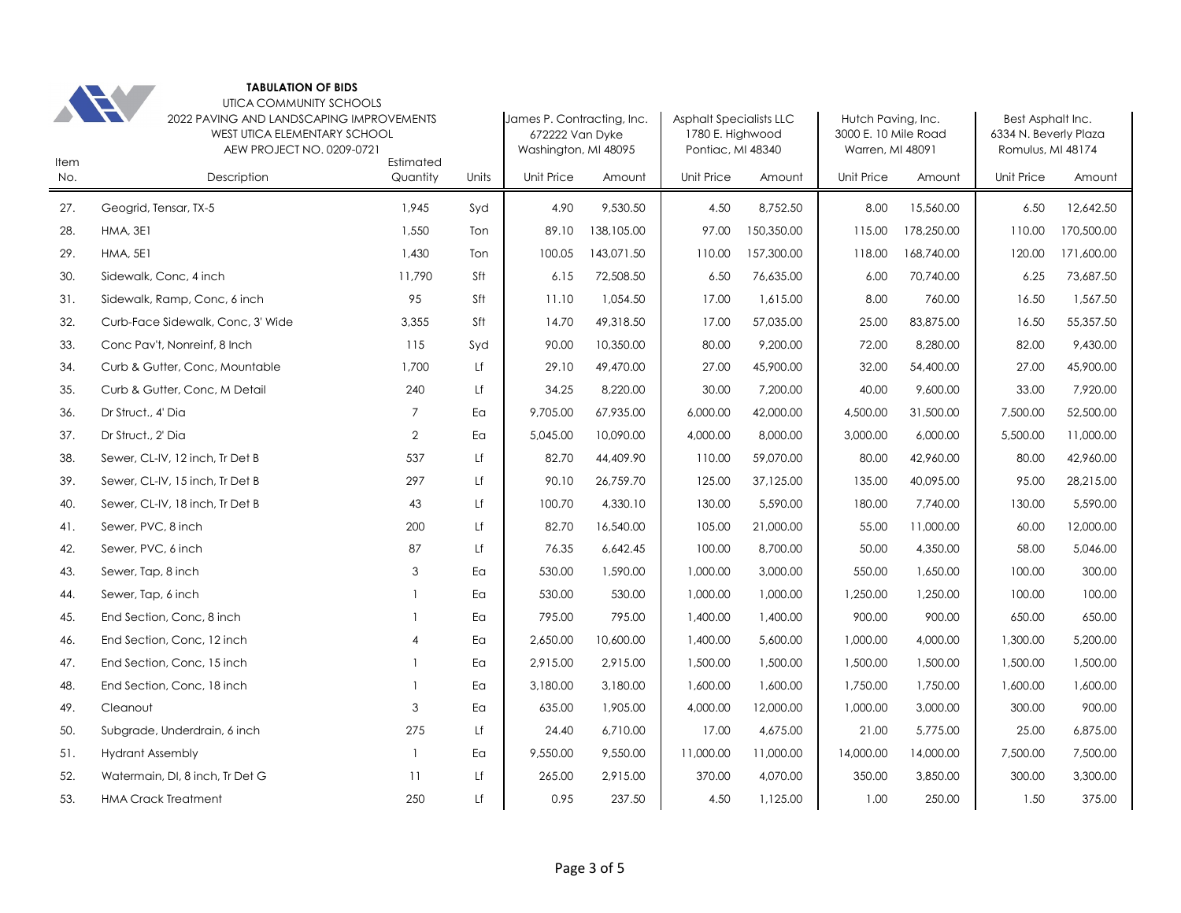**TABULATION OF BIDS**

UTICA COMMUNITY SCHOOLS
2022 PAVING AND LANDSCAPING IMPROVEMENTS
WEST UTICA ELEMENTARY SCHOOL
AEW PROJECT NO. 0209-0721

| Item No. | Description | Estimated Quantity | Units | James P. Contracting, Inc. 672222 Van Dyke Washington, MI 48095 | | Asphalt Specialists LLC 1780 E. Highwood Pontiac, MI 48340 | | Hutch Paving, Inc. 3000 E. 10 Mile Road Warren, MI 48091 | | Best Asphalt Inc. 6334 N. Beverly Plaza Romulus, MI 48174 | |
|---|---|---|---|---|---|---|---|---|---|---|---|
| | | | | Unit Price | Amount | Unit Price | Amount | Unit Price | Amount | Unit Price | Amount |
| 27. | Geogrid, Tensar, TX-5 | 1,945 | Syd | 4.90 | 9,530.50 | 4.50 | 8,752.50 | 8.00 | 15,560.00 | 6.50 | 12,642.50 |
| 28. | HMA, 3E1 | 1,550 | Ton | 89.10 | 138,105.00 | 97.00 | 150,350.00 | 115.00 | 178,250.00 | 110.00 | 170,500.00 |
| 29. | HMA, 5E1 | 1,430 | Ton | 100.05 | 143,071.50 | 110.00 | 157,300.00 | 118.00 | 168,740.00 | 120.00 | 171,600.00 |
| 30. | Sidewalk, Conc, 4 inch | 11,790 | Sft | 6.15 | 72,508.50 | 6.50 | 76,635.00 | 6.00 | 70,740.00 | 6.25 | 73,687.50 |
| 31. | Sidewalk, Ramp, Conc, 6 inch | 95 | Sft | 11.10 | 1,054.50 | 17.00 | 1,615.00 | 8.00 | 760.00 | 16.50 | 1,567.50 |
| 32. | Curb-Face Sidewalk, Conc, 3' Wide | 3,355 | Sft | 14.70 | 49,318.50 | 17.00 | 57,035.00 | 25.00 | 83,875.00 | 16.50 | 55,357.50 |
| 33. | Conc Pav't, Nonreinf, 8 Inch | 115 | Syd | 90.00 | 10,350.00 | 80.00 | 9,200.00 | 72.00 | 8,280.00 | 82.00 | 9,430.00 |
| 34. | Curb & Gutter, Conc, Mountable | 1,700 | Lf | 29.10 | 49,470.00 | 27.00 | 45,900.00 | 32.00 | 54,400.00 | 27.00 | 45,900.00 |
| 35. | Curb & Gutter, Conc, M Detail | 240 | Lf | 34.25 | 8,220.00 | 30.00 | 7,200.00 | 40.00 | 9,600.00 | 33.00 | 7,920.00 |
| 36. | Dr Struct., 4' Dia | 7 | Ea | 9,705.00 | 67,935.00 | 6,000.00 | 42,000.00 | 4,500.00 | 31,500.00 | 7,500.00 | 52,500.00 |
| 37. | Dr Struct., 2' Dia | 2 | Ea | 5,045.00 | 10,090.00 | 4,000.00 | 8,000.00 | 3,000.00 | 6,000.00 | 5,500.00 | 11,000.00 |
| 38. | Sewer, CL-IV, 12 inch, Tr Det B | 537 | Lf | 82.70 | 44,409.90 | 110.00 | 59,070.00 | 80.00 | 42,960.00 | 80.00 | 42,960.00 |
| 39. | Sewer, CL-IV, 15 inch, Tr Det B | 297 | Lf | 90.10 | 26,759.70 | 125.00 | 37,125.00 | 135.00 | 40,095.00 | 95.00 | 28,215.00 |
| 40. | Sewer, CL-IV, 18 inch, Tr Det B | 43 | Lf | 100.70 | 4,330.10 | 130.00 | 5,590.00 | 180.00 | 7,740.00 | 130.00 | 5,590.00 |
| 41. | Sewer, PVC, 8 inch | 200 | Lf | 82.70 | 16,540.00 | 105.00 | 21,000.00 | 55.00 | 11,000.00 | 60.00 | 12,000.00 |
| 42. | Sewer, PVC, 6 inch | 87 | Lf | 76.35 | 6,642.45 | 100.00 | 8,700.00 | 50.00 | 4,350.00 | 58.00 | 5,046.00 |
| 43. | Sewer, Tap, 8 inch | 3 | Ea | 530.00 | 1,590.00 | 1,000.00 | 3,000.00 | 550.00 | 1,650.00 | 100.00 | 300.00 |
| 44. | Sewer, Tap, 6 inch | 1 | Ea | 530.00 | 530.00 | 1,000.00 | 1,000.00 | 1,250.00 | 1,250.00 | 100.00 | 100.00 |
| 45. | End Section, Conc, 8 inch | 1 | Ea | 795.00 | 795.00 | 1,400.00 | 1,400.00 | 900.00 | 900.00 | 650.00 | 650.00 |
| 46. | End Section, Conc, 12 inch | 4 | Ea | 2,650.00 | 10,600.00 | 1,400.00 | 5,600.00 | 1,000.00 | 4,000.00 | 1,300.00 | 5,200.00 |
| 47. | End Section, Conc, 15 inch | 1 | Ea | 2,915.00 | 2,915.00 | 1,500.00 | 1,500.00 | 1,500.00 | 1,500.00 | 1,500.00 | 1,500.00 |
| 48. | End Section, Conc, 18 inch | 1 | Ea | 3,180.00 | 3,180.00 | 1,600.00 | 1,600.00 | 1,750.00 | 1,750.00 | 1,600.00 | 1,600.00 |
| 49. | Cleanout | 3 | Ea | 635.00 | 1,905.00 | 4,000.00 | 12,000.00 | 1,000.00 | 3,000.00 | 300.00 | 900.00 |
| 50. | Subgrade, Underdrain, 6 inch | 275 | Lf | 24.40 | 6,710.00 | 17.00 | 4,675.00 | 21.00 | 5,775.00 | 25.00 | 6,875.00 |
| 51. | Hydrant Assembly | 1 | Ea | 9,550.00 | 9,550.00 | 11,000.00 | 11,000.00 | 14,000.00 | 14,000.00 | 7,500.00 | 7,500.00 |
| 52. | Watermain, DI, 8 inch, Tr Det G | 11 | Lf | 265.00 | 2,915.00 | 370.00 | 4,070.00 | 350.00 | 3,850.00 | 300.00 | 3,300.00 |
| 53. | HMA Crack Treatment | 250 | Lf | 0.95 | 237.50 | 4.50 | 1,125.00 | 1.00 | 250.00 | 1.50 | 375.00 |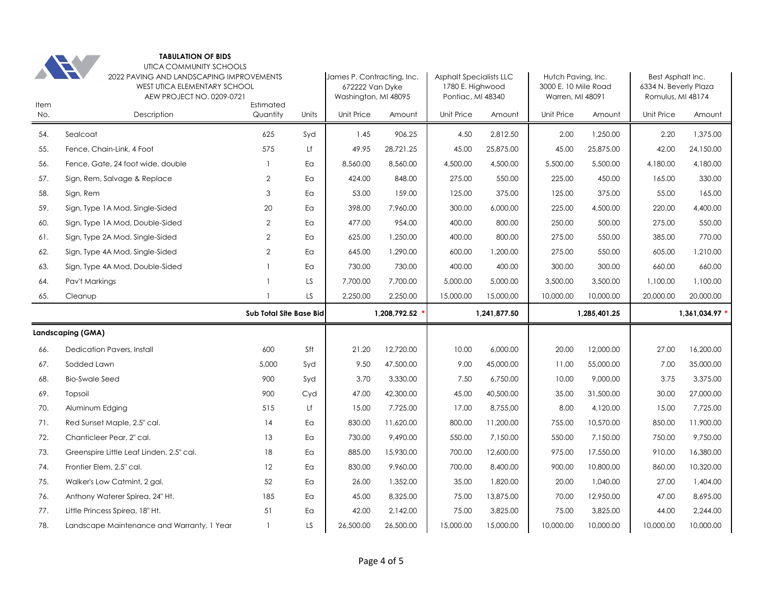**TABULATION OF BIDS**

UTICA COMMUNITY SCHOOLS
2022 PAVING AND LANDSCAPING IMPROVEMENTS
WEST UTICA ELEMENTARY SCHOOL
AEW PROJECT NO. 0209-0721

| Item No. | Description | Estimated Quantity | Units | James P. Contracting, Inc. 672222 Van Dyke Washington, MI 48095 | | Asphalt Specialists LLC 1780 E. Highwood Pontiac, MI 48340 | | Hutch Paving, Inc. 3000 E. 10 Mile Road Warren, MI 48091 | | Best Asphalt Inc. 6334 N. Beverly Plaza Romulus, MI 48174 | |
|---|---|---|---|---|---|---|---|---|---|---|---|
| | | | | Unit Price | Amount | Unit Price | Amount | Unit Price | Amount | Unit Price | Amount |
| 54. | Sealcoat | 625 | Syd | 1.45 | 906.25 | 4.50 | 2,812.50 | 2.00 | 1,250.00 | 2.20 | 1,375.00 |
| 55. | Fence, Chain-Link, 4 Foot | 575 | Lf | 49.95 | 28,721.25 | 45.00 | 25,875.00 | 45.00 | 25,875.00 | 42.00 | 24,150.00 |
| 56. | Fence, Gate, 24 foot wide, double | 1 | Ea | 8,560.00 | 8,560.00 | 4,500.00 | 4,500.00 | 5,500.00 | 5,500.00 | 4,180.00 | 4,180.00 |
| 57. | Sign, Rem, Salvage & Replace | 2 | Ea | 424.00 | 848.00 | 275.00 | 550.00 | 225.00 | 450.00 | 165.00 | 330.00 |
| 58. | Sign, Rem | 3 | Ea | 53.00 | 159.00 | 125.00 | 375.00 | 125.00 | 375.00 | 55.00 | 165.00 |
| 59. | Sign, Type 1A Mod, Single-Sided | 20 | Ea | 398.00 | 7,960.00 | 300.00 | 6,000.00 | 225.00 | 4,500.00 | 220.00 | 4,400.00 |
| 60. | Sign, Type 1A Mod, Double-Sided | 2 | Ea | 477.00 | 954.00 | 400.00 | 800.00 | 250.00 | 500.00 | 275.00 | 550.00 |
| 61. | Sign, Type 2A Mod, Single-Sided | 2 | Ea | 625.00 | 1,250.00 | 400.00 | 800.00 | 275.00 | 550.00 | 385.00 | 770.00 |
| 62. | Sign, Type 4A Mod, Single-Sided | 2 | Ea | 645.00 | 1,290.00 | 600.00 | 1,200.00 | 275.00 | 550.00 | 605.00 | 1,210.00 |
| 63. | Sign, Type 4A Mod, Double-Sided | 1 | Ea | 730.00 | 730.00 | 400.00 | 400.00 | 300.00 | 300.00 | 660.00 | 660.00 |
| 64. | Pav't Markings | 1 | LS | 7,700.00 | 7,700.00 | 5,000.00 | 5,000.00 | 3,500.00 | 3,500.00 | 1,100.00 | 1,100.00 |
| 65. | Cleanup | 1 | LS | 2,250.00 | 2,250.00 | 15,000.00 | 15,000.00 | 10,000.00 | 10,000.00 | 20,000.00 | 20,000.00 |
| | **Sub Total Site Base Bid** | | | | 1,208,792.52 * | | 1,241,877.50 | | 1,285,401.25 | | 1,361,034.97 * |
| **Landscaping (GMA)** | | | | | | | | | | | |
| 66. | Dedication Pavers, Install | 600 | Sft | 21.20 | 12,720.00 | 10.00 | 6,000.00 | 20.00 | 12,000.00 | 27.00 | 16,200.00 |
| 67. | Sodded Lawn | 5,000 | Syd | 9.50 | 47,500.00 | 9.00 | 45,000.00 | 11.00 | 55,000.00 | 7.00 | 35,000.00 |
| 68. | Bio-Swale Seed | 900 | Syd | 3.70 | 3,330.00 | 7.50 | 6,750.00 | 10.00 | 9,000.00 | 3.75 | 3,375.00 |
| 69. | Topsoil | 900 | Cyd | 47.00 | 42,300.00 | 45.00 | 40,500.00 | 35.00 | 31,500.00 | 30.00 | 27,000.00 |
| 70. | Aluminum Edging | 515 | Lf | 15.00 | 7,725.00 | 17.00 | 8,755.00 | 8.00 | 4,120.00 | 15.00 | 7,725.00 |
| 71. | Red Sunset Maple, 2.5" cal. | 14 | Ea | 830.00 | 11,620.00 | 800.00 | 11,200.00 | 755.00 | 10,570.00 | 850.00 | 11,900.00 |
| 72. | Chanticleer Pear, 2" cal. | 13 | Ea | 730.00 | 9,490.00 | 550.00 | 7,150.00 | 550.00 | 7,150.00 | 750.00 | 9,750.00 |
| 73. | Greenspire Little Leaf Linden, 2.5" cal. | 18 | Ea | 885.00 | 15,930.00 | 700.00 | 12,600.00 | 975.00 | 17,550.00 | 910.00 | 16,380.00 |
| 74. | Frontier Elem, 2.5" cal. | 12 | Ea | 830.00 | 9,960.00 | 700.00 | 8,400.00 | 900.00 | 10,800.00 | 860.00 | 10,320.00 |
| 75. | Walker's Low Catmint, 2 gal. | 52 | Ea | 26.00 | 1,352.00 | 35.00 | 1,820.00 | 20.00 | 1,040.00 | 27.00 | 1,404.00 |
| 76. | Anthony Waterer Spirea, 24" Ht. | 185 | Ea | 45.00 | 8,325.00 | 75.00 | 13,875.00 | 70.00 | 12,950.00 | 47.00 | 8,695.00 |
| 77. | Little Princess Spirea, 18" Ht. | 51 | Ea | 42.00 | 2,142.00 | 75.00 | 3,825.00 | 75.00 | 3,825.00 | 44.00 | 2,244.00 |
| 78. | Landscape Maintenance and Warranty, 1 Year | 1 | LS | 26,500.00 | 26,500.00 | 15,000.00 | 15,000.00 | 10,000.00 | 10,000.00 | 10,000.00 | 10,000.00 |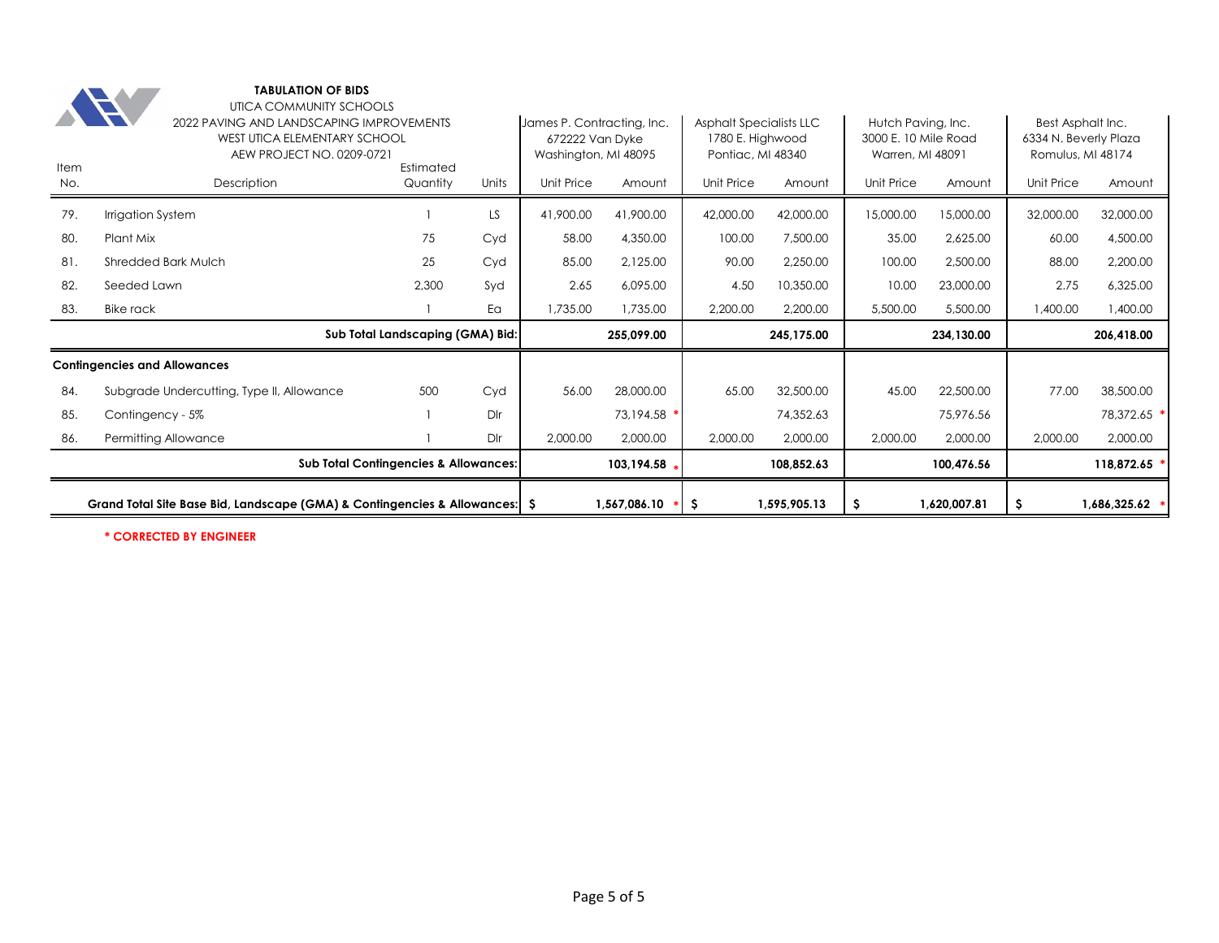**TABULATION OF BIDS**

UTICA COMMUNITY SCHOOLS
2022 PAVING AND LANDSCAPING IMPROVEMENTS
WEST UTICA ELEMENTARY SCHOOL
AEW PROJECT NO. 0209-0721

| | | | | James P. Contracting, Inc. 672222 Van Dyke Washington, MI 48095 | | Asphalt Specialists LLC 1780 E. Highwood Pontiac, MI 48340 | | Hutch Paving, Inc. 3000 E. 10 Mile Road Warren, MI 48091 | | Best Asphalt Inc. 6334 N. Beverly Plaza Romulus, MI 48174 | |
|---|---|---|---|---|---|---|---|---|---|---|---|
| Item No. | Description | Estimated Quantity | Units | Unit Price | Amount | Unit Price | Amount | Unit Price | Amount | Unit Price | Amount |
| 79. | Irrigation System | 1 | LS | 41,900.00 | 41,900.00 | 42,000.00 | 42,000.00 | 15,000.00 | 15,000.00 | 32,000.00 | 32,000.00 |
| 80. | Plant Mix | 75 | Cyd | 58.00 | 4,350.00 | 100.00 | 7,500.00 | 35.00 | 2,625.00 | 60.00 | 4,500.00 |
| 81. | Shredded Bark Mulch | 25 | Cyd | 85.00 | 2,125.00 | 90.00 | 2,250.00 | 100.00 | 2,500.00 | 88.00 | 2,200.00 |
| 82. | Seeded Lawn | 2,300 | Syd | 2.65 | 6,095.00 | 4.50 | 10,350.00 | 10.00 | 23,000.00 | 2.75 | 6,325.00 |
| 83. | Bike rack | 1 | Ea | 1,735.00 | 1,735.00 | 2,200.00 | 2,200.00 | 5,500.00 | 5,500.00 | 1,400.00 | 1,400.00 |
| | **Sub Total Landscaping (GMA) Bid:** | | | | **255,099.00** | | **245,175.00** | | **234,130.00** | | **206,418.00** |
| | **Contingencies and Allowances** | | | | | | | | | | |
| 84. | Subgrade Undercutting, Type II, Allowance | 500 | Cyd | 56.00 | 28,000.00 | 65.00 | 32,500.00 | 45.00 | 22,500.00 | 77.00 | 38,500.00 |
| 85. | Contingency - 5% | 1 | Dlr | | 73,194.58 * | | 74,352.63 | | 75,976.56 | | 78,372.65 * |
| 86. | Permitting Allowance | 1 | Dlr | 2,000.00 | 2,000.00 | 2,000.00 | 2,000.00 | 2,000.00 | 2,000.00 | 2,000.00 | 2,000.00 |
| | **Sub Total Contingencies & Allowances:** | | | | **103,194.58** * | | **108,852.63** | | **100,476.56** | | **118,872.65** * |
| | **Grand Total Site Base Bid, Landscape (GMA) & Contingencies & Allowances:** | | | **$** | **1,567,086.10** * | **$** | **1,595,905.13** | **$** | **1,620,007.81** | **$** | **1,686,325.62** * |

**\* CORRECTED BY ENGINEER**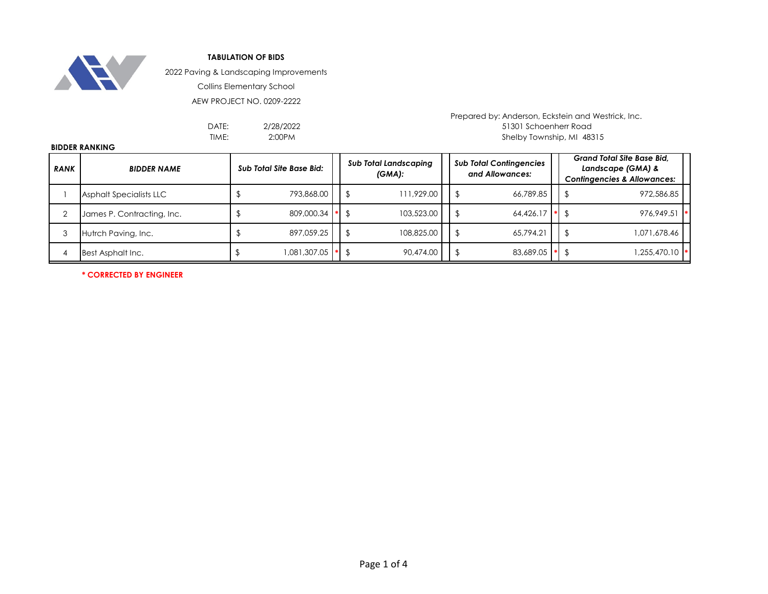**TABULATION OF BIDS**

2022 Paving & Landscaping Improvements

Collins Elementary School

AEW PROJECT NO. 0209-2222

Prepared by: Anderson, Eckstein and Westrick, Inc.
51301 Schoenherr Road
Shelby Township, MI 48315

DATE: 2/28/2022
TIME: 2:00PM

**BIDDER RANKING**

| *RANK* | *BIDDER NAME* | *Sub Total Site Base Bid:* | | *Sub Total Landscaping (GMA):* | *Sub Total Contingencies and Allowances:* | | *Grand Total Site Base Bid, Landscape (GMA) & Contingencies & Allowances:* | |
|---|---|---|---|---|---|---|---|---|
| 1 | Asphalt Specialists LLC | $ 793,868.00 | | $ 111,929.00 | $ 66,789.85 | | $ 972,586.85 | |
| 2 | James P. Contracting, Inc. | $ 809,000.34 | * | $ 103,523.00 | $ 64,426.17 | * | $ 976,949.51 | * |
| 3 | Hutrch Paving, Inc. | $ 897,059.25 | | $ 108,825.00 | $ 65,794.21 | | $ 1,071,678.46 | |
| 4 | Best Asphalt Inc. | $ 1,081,307.05 | * | $ 90,474.00 | $ 83,689.05 | * | $ 1,255,470.10 | * |

**\* CORRECTED BY ENGINEER**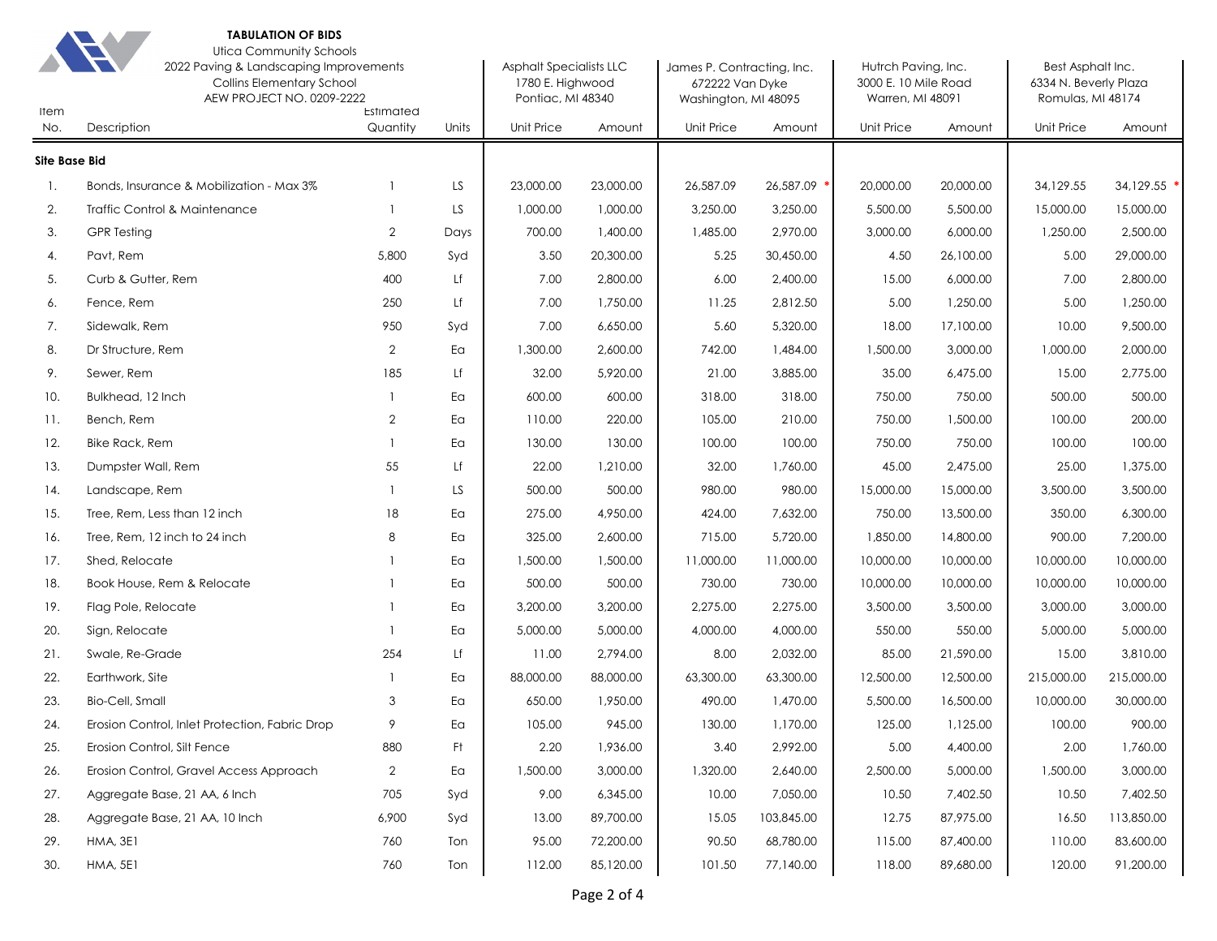**TABULATION OF BIDS**

Utica Community Schools

2022 Paving & Landscaping Improvements

Collins Elementary School

AEW PROJECT NO. 0209-2222

| Item No. | Description | Estimated Quantity | Units | Asphalt Specialists LLC 1780 E. Highwood Pontiac, MI 48340 | | James P. Contracting, Inc. 672222 Van Dyke Washington, MI 48095 | | Hutrch Paving, Inc. 3000 E. 10 Mile Road Warren, MI 48091 | | Best Asphalt Inc. 6334 N. Beverly Plaza Romulas, MI 48174 | |
|---|---|---|---|---|---|---|---|---|---|---|---|
| | | | | Unit Price | Amount | Unit Price | Amount | Unit Price | Amount | Unit Price | Amount |
| **Site Base Bid** | | | | | | | | | | | |
| 1. | Bonds, Insurance & Mobilization - Max 3% | 1 | LS | 23,000.00 | 23,000.00 | 26,587.09 | 26,587.09 * | 20,000.00 | 20,000.00 | 34,129.55 | 34,129.55 * |
| 2. | Traffic Control & Maintenance | 1 | LS | 1,000.00 | 1,000.00 | 3,250.00 | 3,250.00 | 5,500.00 | 5,500.00 | 15,000.00 | 15,000.00 |
| 3. | GPR Testing | 2 | Days | 700.00 | 1,400.00 | 1,485.00 | 2,970.00 | 3,000.00 | 6,000.00 | 1,250.00 | 2,500.00 |
| 4. | Pavt, Rem | 5,800 | Syd | 3.50 | 20,300.00 | 5.25 | 30,450.00 | 4.50 | 26,100.00 | 5.00 | 29,000.00 |
| 5. | Curb & Gutter, Rem | 400 | Lf | 7.00 | 2,800.00 | 6.00 | 2,400.00 | 15.00 | 6,000.00 | 7.00 | 2,800.00 |
| 6. | Fence, Rem | 250 | Lf | 7.00 | 1,750.00 | 11.25 | 2,812.50 | 5.00 | 1,250.00 | 5.00 | 1,250.00 |
| 7. | Sidewalk, Rem | 950 | Syd | 7.00 | 6,650.00 | 5.60 | 5,320.00 | 18.00 | 17,100.00 | 10.00 | 9,500.00 |
| 8. | Dr Structure, Rem | 2 | Ea | 1,300.00 | 2,600.00 | 742.00 | 1,484.00 | 1,500.00 | 3,000.00 | 1,000.00 | 2,000.00 |
| 9. | Sewer, Rem | 185 | Lf | 32.00 | 5,920.00 | 21.00 | 3,885.00 | 35.00 | 6,475.00 | 15.00 | 2,775.00 |
| 10. | Bulkhead, 12 Inch | 1 | Ea | 600.00 | 600.00 | 318.00 | 318.00 | 750.00 | 750.00 | 500.00 | 500.00 |
| 11. | Bench, Rem | 2 | Ea | 110.00 | 220.00 | 105.00 | 210.00 | 750.00 | 1,500.00 | 100.00 | 200.00 |
| 12. | Bike Rack, Rem | 1 | Ea | 130.00 | 130.00 | 100.00 | 100.00 | 750.00 | 750.00 | 100.00 | 100.00 |
| 13. | Dumpster Wall, Rem | 55 | Lf | 22.00 | 1,210.00 | 32.00 | 1,760.00 | 45.00 | 2,475.00 | 25.00 | 1,375.00 |
| 14. | Landscape, Rem | 1 | LS | 500.00 | 500.00 | 980.00 | 980.00 | 15,000.00 | 15,000.00 | 3,500.00 | 3,500.00 |
| 15. | Tree, Rem, Less than 12 inch | 18 | Ea | 275.00 | 4,950.00 | 424.00 | 7,632.00 | 750.00 | 13,500.00 | 350.00 | 6,300.00 |
| 16. | Tree, Rem, 12 inch to 24 inch | 8 | Ea | 325.00 | 2,600.00 | 715.00 | 5,720.00 | 1,850.00 | 14,800.00 | 900.00 | 7,200.00 |
| 17. | Shed, Relocate | 1 | Ea | 1,500.00 | 1,500.00 | 11,000.00 | 11,000.00 | 10,000.00 | 10,000.00 | 10,000.00 | 10,000.00 |
| 18. | Book House, Rem & Relocate | 1 | Ea | 500.00 | 500.00 | 730.00 | 730.00 | 10,000.00 | 10,000.00 | 10,000.00 | 10,000.00 |
| 19. | Flag Pole, Relocate | 1 | Ea | 3,200.00 | 3,200.00 | 2,275.00 | 2,275.00 | 3,500.00 | 3,500.00 | 3,000.00 | 3,000.00 |
| 20. | Sign, Relocate | 1 | Ea | 5,000.00 | 5,000.00 | 4,000.00 | 4,000.00 | 550.00 | 550.00 | 5,000.00 | 5,000.00 |
| 21. | Swale, Re-Grade | 254 | Lf | 11.00 | 2,794.00 | 8.00 | 2,032.00 | 85.00 | 21,590.00 | 15.00 | 3,810.00 |
| 22. | Earthwork, Site | 1 | Ea | 88,000.00 | 88,000.00 | 63,300.00 | 63,300.00 | 12,500.00 | 12,500.00 | 215,000.00 | 215,000.00 |
| 23. | Bio-Cell, Small | 3 | Ea | 650.00 | 1,950.00 | 490.00 | 1,470.00 | 5,500.00 | 16,500.00 | 10,000.00 | 30,000.00 |
| 24. | Erosion Control, Inlet Protection, Fabric Drop | 9 | Ea | 105.00 | 945.00 | 130.00 | 1,170.00 | 125.00 | 1,125.00 | 100.00 | 900.00 |
| 25. | Erosion Control, Silt Fence | 880 | Ft | 2.20 | 1,936.00 | 3.40 | 2,992.00 | 5.00 | 4,400.00 | 2.00 | 1,760.00 |
| 26. | Erosion Control, Gravel Access Approach | 2 | Ea | 1,500.00 | 3,000.00 | 1,320.00 | 2,640.00 | 2,500.00 | 5,000.00 | 1,500.00 | 3,000.00 |
| 27. | Aggregate Base, 21 AA, 6 Inch | 705 | Syd | 9.00 | 6,345.00 | 10.00 | 7,050.00 | 10.50 | 7,402.50 | 10.50 | 7,402.50 |
| 28. | Aggregate Base, 21 AA, 10 Inch | 6,900 | Syd | 13.00 | 89,700.00 | 15.05 | 103,845.00 | 12.75 | 87,975.00 | 16.50 | 113,850.00 |
| 29. | HMA, 3E1 | 760 | Ton | 95.00 | 72,200.00 | 90.50 | 68,780.00 | 115.00 | 87,400.00 | 110.00 | 83,600.00 |
| 30. | HMA, 5E1 | 760 | Ton | 112.00 | 85,120.00 | 101.50 | 77,140.00 | 118.00 | 89,680.00 | 120.00 | 91,200.00 |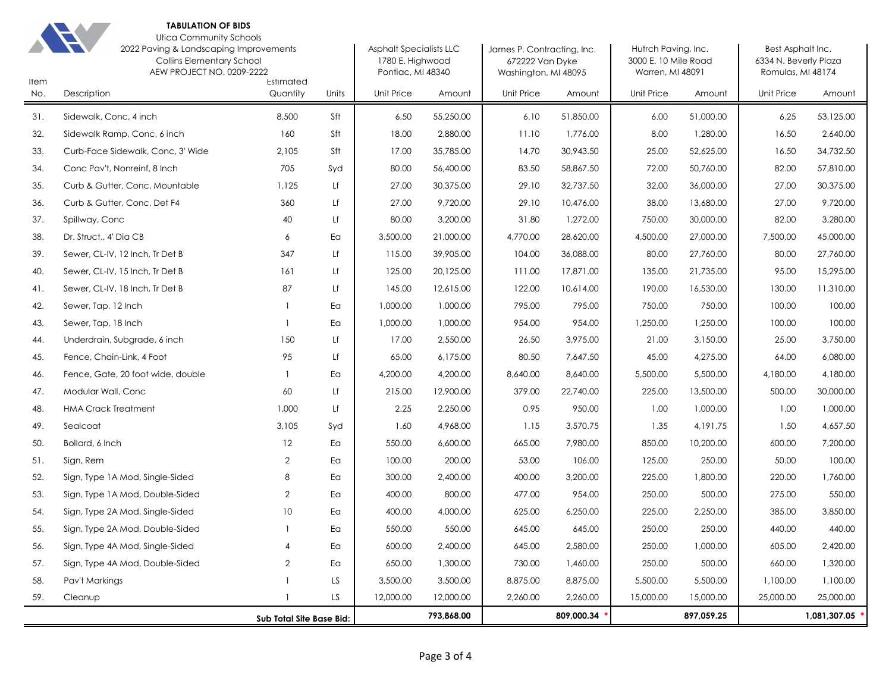**TABULATION OF BIDS**

Utica Community Schools
2022 Paving & Landscaping Improvements
Collins Elementary School
AEW PROJECT NO. 0209-2222

| Item No. | Description | Estimated Quantity | Units | Asphalt Specialists LLC 1780 E. Highwood Pontiac, MI 48340 | | James P. Contracting, Inc. 672222 Van Dyke Washington, MI 48095 | | Hutrch Paving, Inc. 3000 E. 10 Mile Road Warren, MI 48091 | | Best Asphalt Inc. 6334 N. Beverly Plaza Romulus, MI 48174 | |
|---|---|---|---|---|---|---|---|---|---|---|---|
| | | | | Unit Price | Amount | Unit Price | Amount | Unit Price | Amount | Unit Price | Amount |
| 31. | Sidewalk, Conc, 4 inch | 8,500 | Sft | 6.50 | 55,250.00 | 6.10 | 51,850.00 | 6.00 | 51,000.00 | 6.25 | 53,125.00 |
| 32. | Sidewalk Ramp, Conc, 6 inch | 160 | Sft | 18.00 | 2,880.00 | 11.10 | 1,776.00 | 8.00 | 1,280.00 | 16.50 | 2,640.00 |
| 33. | Curb-Face Sidewalk, Conc, 3' Wide | 2,105 | Sft | 17.00 | 35,785.00 | 14.70 | 30,943.50 | 25.00 | 52,625.00 | 16.50 | 34,732.50 |
| 34. | Conc Pav't, Nonreinf, 8 Inch | 705 | Syd | 80.00 | 56,400.00 | 83.50 | 58,867.50 | 72.00 | 50,760.00 | 82.00 | 57,810.00 |
| 35. | Curb & Gutter, Conc, Mountable | 1,125 | Lf | 27.00 | 30,375.00 | 29.10 | 32,737.50 | 32.00 | 36,000.00 | 27.00 | 30,375.00 |
| 36. | Curb & Gutter, Conc, Det F4 | 360 | Lf | 27.00 | 9,720.00 | 29.10 | 10,476.00 | 38.00 | 13,680.00 | 27.00 | 9,720.00 |
| 37. | Spillway, Conc | 40 | Lf | 80.00 | 3,200.00 | 31.80 | 1,272.00 | 750.00 | 30,000.00 | 82.00 | 3,280.00 |
| 38. | Dr. Struct., 4' Dia CB | 6 | Ea | 3,500.00 | 21,000.00 | 4,770.00 | 28,620.00 | 4,500.00 | 27,000.00 | 7,500.00 | 45,000.00 |
| 39. | Sewer, CL-IV, 12 Inch, Tr Det B | 347 | Lf | 115.00 | 39,905.00 | 104.00 | 36,088.00 | 80.00 | 27,760.00 | 80.00 | 27,760.00 |
| 40. | Sewer, CL-IV, 15 Inch, Tr Det B | 161 | Lf | 125.00 | 20,125.00 | 111.00 | 17,871.00 | 135.00 | 21,735.00 | 95.00 | 15,295.00 |
| 41. | Sewer, CL-IV, 18 Inch, Tr Det B | 87 | Lf | 145.00 | 12,615.00 | 122.00 | 10,614.00 | 190.00 | 16,530.00 | 130.00 | 11,310.00 |
| 42. | Sewer, Tap, 12 Inch | 1 | Ea | 1,000.00 | 1,000.00 | 795.00 | 795.00 | 750.00 | 750.00 | 100.00 | 100.00 |
| 43. | Sewer, Tap, 18 Inch | 1 | Ea | 1,000.00 | 1,000.00 | 954.00 | 954.00 | 1,250.00 | 1,250.00 | 100.00 | 100.00 |
| 44. | Underdrain, Subgrade, 6 inch | 150 | Lf | 17.00 | 2,550.00 | 26.50 | 3,975.00 | 21.00 | 3,150.00 | 25.00 | 3,750.00 |
| 45. | Fence, Chain-Link, 4 Foot | 95 | Lf | 65.00 | 6,175.00 | 80.50 | 7,647.50 | 45.00 | 4,275.00 | 64.00 | 6,080.00 |
| 46. | Fence, Gate, 20 foot wide, double | 1 | Ea | 4,200.00 | 4,200.00 | 8,640.00 | 8,640.00 | 5,500.00 | 5,500.00 | 4,180.00 | 4,180.00 |
| 47. | Modular Wall, Conc | 60 | Lf | 215.00 | 12,900.00 | 379.00 | 22,740.00 | 225.00 | 13,500.00 | 500.00 | 30,000.00 |
| 48. | HMA Crack Treatment | 1,000 | Lf | 2.25 | 2,250.00 | 0.95 | 950.00 | 1.00 | 1,000.00 | 1.00 | 1,000.00 |
| 49. | Sealcoat | 3,105 | Syd | 1.60 | 4,968.00 | 1.15 | 3,570.75 | 1.35 | 4,191.75 | 1.50 | 4,657.50 |
| 50. | Bollard, 6 Inch | 12 | Ea | 550.00 | 6,600.00 | 665.00 | 7,980.00 | 850.00 | 10,200.00 | 600.00 | 7,200.00 |
| 51. | Sign, Rem | 2 | Ea | 100.00 | 200.00 | 53.00 | 106.00 | 125.00 | 250.00 | 50.00 | 100.00 |
| 52. | Sign, Type 1A Mod, Single-Sided | 8 | Ea | 300.00 | 2,400.00 | 400.00 | 3,200.00 | 225.00 | 1,800.00 | 220.00 | 1,760.00 |
| 53. | Sign, Type 1A Mod, Double-Sided | 2 | Ea | 400.00 | 800.00 | 477.00 | 954.00 | 250.00 | 500.00 | 275.00 | 550.00 |
| 54. | Sign, Type 2A Mod, Single-Sided | 10 | Ea | 400.00 | 4,000.00 | 625.00 | 6,250.00 | 225.00 | 2,250.00 | 385.00 | 3,850.00 |
| 55. | Sign, Type 2A Mod, Double-Sided | 1 | Ea | 550.00 | 550.00 | 645.00 | 645.00 | 250.00 | 250.00 | 440.00 | 440.00 |
| 56. | Sign, Type 4A Mod, Single-Sided | 4 | Ea | 600.00 | 2,400.00 | 645.00 | 2,580.00 | 250.00 | 1,000.00 | 605.00 | 2,420.00 |
| 57. | Sign, Type 4A Mod, Double-Sided | 2 | Ea | 650.00 | 1,300.00 | 730.00 | 1,460.00 | 250.00 | 500.00 | 660.00 | 1,320.00 |
| 58. | Pav't Markings | 1 | LS | 3,500.00 | 3,500.00 | 8,875.00 | 8,875.00 | 5,500.00 | 5,500.00 | 1,100.00 | 1,100.00 |
| 59. | Cleanup | 1 | LS | 12,000.00 | 12,000.00 | 2,260.00 | 2,260.00 | 15,000.00 | 15,000.00 | 25,000.00 | 25,000.00 |
| | | **Sub Total Site Base Bid:** | | | **793,868.00** | | **809,000.34** * | | **897,059.25** | | **1,081,307.05** * |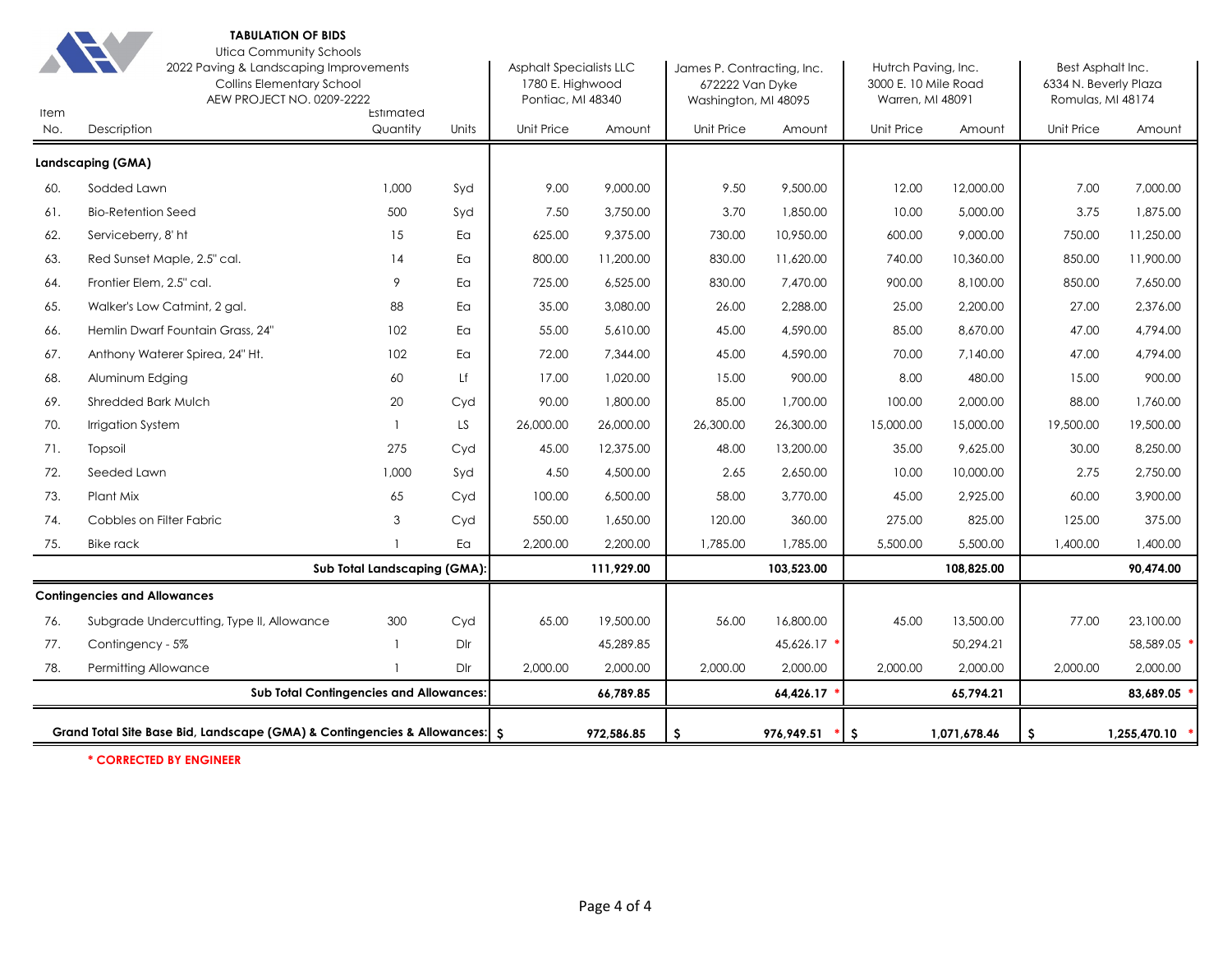**TABULATION OF BIDS**

Utica Community Schools
2022 Paving & Landscaping Improvements
Collins Elementary School
AEW PROJECT NO. 0209-2222

| Item No. | Description | Estimated Quantity | Units | Asphalt Specialists LLC, 1780 E. Highwood, Pontiac, MI 48340 | | James P. Contracting, Inc., 672222 Van Dyke, Washington, MI 48095 | | Hutrch Paving, Inc., 3000 E. 10 Mile Road, Warren, MI 48091 | | Best Asphalt Inc., 6334 N. Beverly Plaza, Romulus, MI 48174 | |
|---|---|---|---|---|---|---|---|---|---|---|---|
| | | | | Unit Price | Amount | Unit Price | Amount | Unit Price | Amount | Unit Price | Amount |
| **Landscaping (GMA)** | | | | | | | | | | | |
| 60. | Sodded Lawn | 1,000 | Syd | 9.00 | 9,000.00 | 9.50 | 9,500.00 | 12.00 | 12,000.00 | 7.00 | 7,000.00 |
| 61. | Bio-Retention Seed | 500 | Syd | 7.50 | 3,750.00 | 3.70 | 1,850.00 | 10.00 | 5,000.00 | 3.75 | 1,875.00 |
| 62. | Serviceberry, 8' ht | 15 | Ea | 625.00 | 9,375.00 | 730.00 | 10,950.00 | 600.00 | 9,000.00 | 750.00 | 11,250.00 |
| 63. | Red Sunset Maple, 2.5" cal. | 14 | Ea | 800.00 | 11,200.00 | 830.00 | 11,620.00 | 740.00 | 10,360.00 | 850.00 | 11,900.00 |
| 64. | Frontier Elem, 2.5" cal. | 9 | Ea | 725.00 | 6,525.00 | 830.00 | 7,470.00 | 900.00 | 8,100.00 | 850.00 | 7,650.00 |
| 65. | Walker's Low Catmint, 2 gal. | 88 | Ea | 35.00 | 3,080.00 | 26.00 | 2,288.00 | 25.00 | 2,200.00 | 27.00 | 2,376.00 |
| 66. | Hemlin Dwarf Fountain Grass, 24" | 102 | Ea | 55.00 | 5,610.00 | 45.00 | 4,590.00 | 85.00 | 8,670.00 | 47.00 | 4,794.00 |
| 67. | Anthony Waterer Spirea, 24" Ht. | 102 | Ea | 72.00 | 7,344.00 | 45.00 | 4,590.00 | 70.00 | 7,140.00 | 47.00 | 4,794.00 |
| 68. | Aluminum Edging | 60 | Lf | 17.00 | 1,020.00 | 15.00 | 900.00 | 8.00 | 480.00 | 15.00 | 900.00 |
| 69. | Shredded Bark Mulch | 20 | Cyd | 90.00 | 1,800.00 | 85.00 | 1,700.00 | 100.00 | 2,000.00 | 88.00 | 1,760.00 |
| 70. | Irrigation System | 1 | LS | 26,000.00 | 26,000.00 | 26,300.00 | 26,300.00 | 15,000.00 | 15,000.00 | 19,500.00 | 19,500.00 |
| 71. | Topsoil | 275 | Cyd | 45.00 | 12,375.00 | 48.00 | 13,200.00 | 35.00 | 9,625.00 | 30.00 | 8,250.00 |
| 72. | Seeded Lawn | 1,000 | Syd | 4.50 | 4,500.00 | 2.65 | 2,650.00 | 10.00 | 10,000.00 | 2.75 | 2,750.00 |
| 73. | Plant Mix | 65 | Cyd | 100.00 | 6,500.00 | 58.00 | 3,770.00 | 45.00 | 2,925.00 | 60.00 | 3,900.00 |
| 74. | Cobbles on Filter Fabric | 3 | Cyd | 550.00 | 1,650.00 | 120.00 | 360.00 | 275.00 | 825.00 | 125.00 | 375.00 |
| 75. | Bike rack | 1 | Ea | 2,200.00 | 2,200.00 | 1,785.00 | 1,785.00 | 5,500.00 | 5,500.00 | 1,400.00 | 1,400.00 |
| | **Sub Total Landscaping (GMA):** | | | | **111,929.00** | | **103,523.00** | | **108,825.00** | | **90,474.00** |
| **Contingencies and Allowances** | | | | | | | | | | | |
| 76. | Subgrade Undercutting, Type II, Allowance | 300 | Cyd | 65.00 | 19,500.00 | 56.00 | 16,800.00 | 45.00 | 13,500.00 | 77.00 | 23,100.00 |
| 77. | Contingency - 5% | 1 | Dlr | | 45,289.85 | | 45,626.17 * | | 50,294.21 | | 58,589.05 * |
| 78. | Permitting Allowance | 1 | Dlr | 2,000.00 | 2,000.00 | 2,000.00 | 2,000.00 | 2,000.00 | 2,000.00 | 2,000.00 | 2,000.00 |
| | **Sub Total Contingencies and Allowances:** | | | | **66,789.85** | | **64,426.17** * | | **65,794.21** | | **83,689.05** * |
| | **Grand Total Site Base Bid, Landscape (GMA) & Contingencies & Allowances:** | | | $ | **972,586.85** | $ | **976,949.51** * | $ | **1,071,678.46** | $ | **1,255,470.10** * |

**\* CORRECTED BY ENGINEER**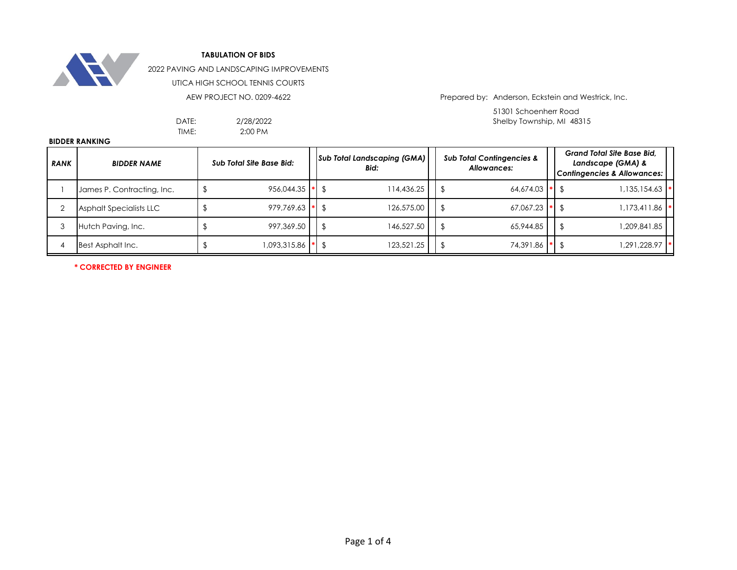**TABULATION OF BIDS**

2022 PAVING AND LANDSCAPING IMPROVEMENTS

UTICA HIGH SCHOOL TENNIS COURTS

AEW PROJECT NO. 0209-4622

Prepared by: Anderson, Eckstein and Westrick, Inc.
51301 Schoenherr Road
Shelby Township, MI 48315

DATE: 2/28/2022
TIME: 2:00 PM

**BIDDER RANKING**

| RANK | BIDDER NAME | Sub Total Site Base Bid: | Sub Total Landscaping (GMA) Bid: | Sub Total Contingencies & Allowances: | Grand Total Site Base Bid, Landscape (GMA) & Contingencies & Allowances: |
|---|---|---|---|---|---|
| 1 | James P. Contracting, Inc. | $ 956,044.35 * | $ 114,436.25 | $ 64,674.03 * | $ 1,135,154.63 * |
| 2 | Asphalt Specialists LLC | $ 979,769.63 * | $ 126,575.00 | $ 67,067.23 * | $ 1,173,411.86 * |
| 3 | Hutch Paving, Inc. | $ 997,369.50 | $ 146,527.50 | $ 65,944.85 | $ 1,209,841.85 |
| 4 | Best Asphalt Inc. | $ 1,093,315.86 * | $ 123,521.25 | $ 74,391.86 * | $ 1,291,228.97 * |

**\* CORRECTED BY ENGINEER**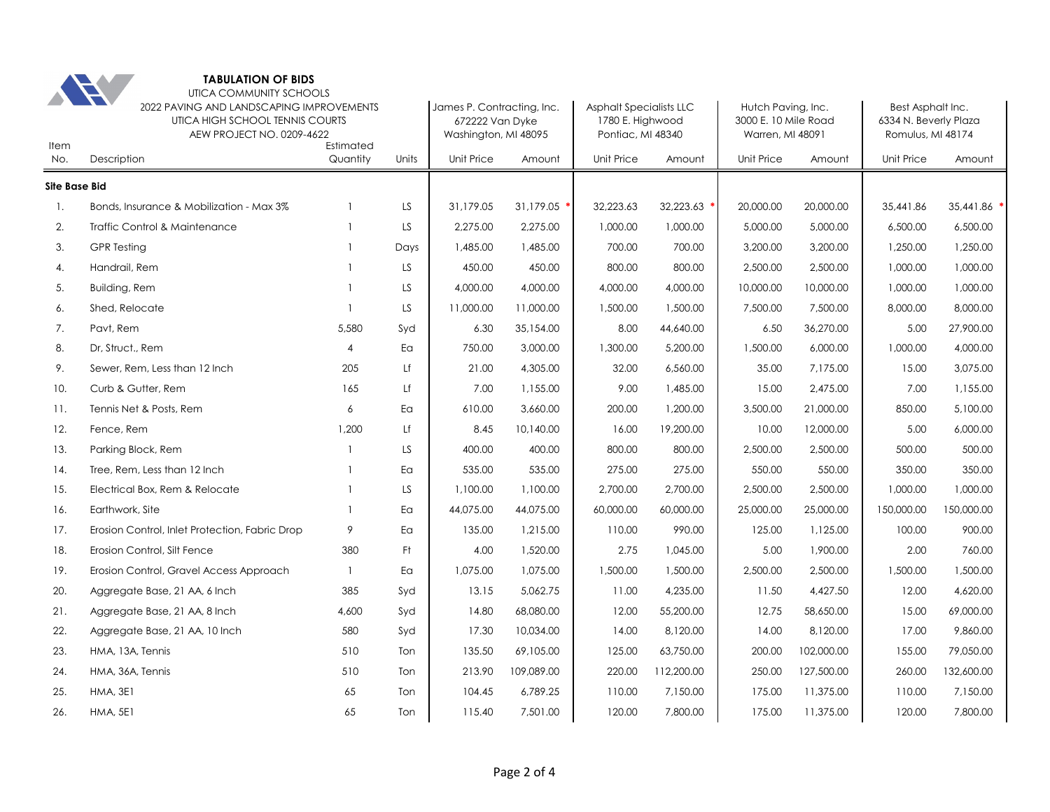**TABULATION OF BIDS**

UTICA COMMUNITY SCHOOLS
2022 PAVING AND LANDSCAPING IMPROVEMENTS
UTICA HIGH SCHOOL TENNIS COURTS
AEW PROJECT NO. 0209-4622

| Item No. | Description | Estimated Quantity | Units | James P. Contracting, Inc. 672222 Van Dyke Washington, MI 48095 | | Asphalt Specialists LLC 1780 E. Highwood Pontiac, MI 48340 | | Hutch Paving, Inc. 3000 E. 10 Mile Road Warren, MI 48091 | | Best Asphalt Inc. 6334 N. Beverly Plaza Romulus, MI 48174 | |
|---|---|---|---|---|---|---|---|---|---|---|---|
| | | | | Unit Price | Amount | Unit Price | Amount | Unit Price | Amount | Unit Price | Amount |
| **Site Base Bid** | | | | | | | | | | | |
| 1. | Bonds, Insurance & Mobilization - Max 3% | 1 | LS | 31,179.05 | 31,179.05 * | 32,223.63 | 32,223.63 * | 20,000.00 | 20,000.00 | 35,441.86 | 35,441.86 * |
| 2. | Traffic Control & Maintenance | 1 | LS | 2,275.00 | 2,275.00 | 1,000.00 | 1,000.00 | 5,000.00 | 5,000.00 | 6,500.00 | 6,500.00 |
| 3. | GPR Testing | 1 | Days | 1,485.00 | 1,485.00 | 700.00 | 700.00 | 3,200.00 | 3,200.00 | 1,250.00 | 1,250.00 |
| 4. | Handrail, Rem | 1 | LS | 450.00 | 450.00 | 800.00 | 800.00 | 2,500.00 | 2,500.00 | 1,000.00 | 1,000.00 |
| 5. | Building, Rem | 1 | LS | 4,000.00 | 4,000.00 | 4,000.00 | 4,000.00 | 10,000.00 | 10,000.00 | 1,000.00 | 1,000.00 |
| 6. | Shed, Relocate | 1 | LS | 11,000.00 | 11,000.00 | 1,500.00 | 1,500.00 | 7,500.00 | 7,500.00 | 8,000.00 | 8,000.00 |
| 7. | Pavt, Rem | 5,580 | Syd | 6.30 | 35,154.00 | 8.00 | 44,640.00 | 6.50 | 36,270.00 | 5.00 | 27,900.00 |
| 8. | Dr, Struct., Rem | 4 | Ea | 750.00 | 3,000.00 | 1,300.00 | 5,200.00 | 1,500.00 | 6,000.00 | 1,000.00 | 4,000.00 |
| 9. | Sewer, Rem, Less than 12 Inch | 205 | Lf | 21.00 | 4,305.00 | 32.00 | 6,560.00 | 35.00 | 7,175.00 | 15.00 | 3,075.00 |
| 10. | Curb & Gutter, Rem | 165 | Lf | 7.00 | 1,155.00 | 9.00 | 1,485.00 | 15.00 | 2,475.00 | 7.00 | 1,155.00 |
| 11. | Tennis Net & Posts, Rem | 6 | Ea | 610.00 | 3,660.00 | 200.00 | 1,200.00 | 3,500.00 | 21,000.00 | 850.00 | 5,100.00 |
| 12. | Fence, Rem | 1,200 | Lf | 8.45 | 10,140.00 | 16.00 | 19,200.00 | 10.00 | 12,000.00 | 5.00 | 6,000.00 |
| 13. | Parking Block, Rem | 1 | LS | 400.00 | 400.00 | 800.00 | 800.00 | 2,500.00 | 2,500.00 | 500.00 | 500.00 |
| 14. | Tree, Rem, Less than 12 Inch | 1 | Ea | 535.00 | 535.00 | 275.00 | 275.00 | 550.00 | 550.00 | 350.00 | 350.00 |
| 15. | Electrical Box, Rem & Relocate | 1 | LS | 1,100.00 | 1,100.00 | 2,700.00 | 2,700.00 | 2,500.00 | 2,500.00 | 1,000.00 | 1,000.00 |
| 16. | Earthwork, Site | 1 | Ea | 44,075.00 | 44,075.00 | 60,000.00 | 60,000.00 | 25,000.00 | 25,000.00 | 150,000.00 | 150,000.00 |
| 17. | Erosion Control, Inlet Protection, Fabric Drop | 9 | Ea | 135.00 | 1,215.00 | 110.00 | 990.00 | 125.00 | 1,125.00 | 100.00 | 900.00 |
| 18. | Erosion Control, Silt Fence | 380 | Ft | 4.00 | 1,520.00 | 2.75 | 1,045.00 | 5.00 | 1,900.00 | 2.00 | 760.00 |
| 19. | Erosion Control, Gravel Access Approach | 1 | Ea | 1,075.00 | 1,075.00 | 1,500.00 | 1,500.00 | 2,500.00 | 2,500.00 | 1,500.00 | 1,500.00 |
| 20. | Aggregate Base, 21 AA, 6 Inch | 385 | Syd | 13.15 | 5,062.75 | 11.00 | 4,235.00 | 11.50 | 4,427.50 | 12.00 | 4,620.00 |
| 21. | Aggregate Base, 21 AA, 8 Inch | 4,600 | Syd | 14.80 | 68,080.00 | 12.00 | 55,200.00 | 12.75 | 58,650.00 | 15.00 | 69,000.00 |
| 22. | Aggregate Base, 21 AA, 10 Inch | 580 | Syd | 17.30 | 10,034.00 | 14.00 | 8,120.00 | 14.00 | 8,120.00 | 17.00 | 9,860.00 |
| 23. | HMA, 13A, Tennis | 510 | Ton | 135.50 | 69,105.00 | 125.00 | 63,750.00 | 200.00 | 102,000.00 | 155.00 | 79,050.00 |
| 24. | HMA, 36A, Tennis | 510 | Ton | 213.90 | 109,089.00 | 220.00 | 112,200.00 | 250.00 | 127,500.00 | 260.00 | 132,600.00 |
| 25. | HMA, 3E1 | 65 | Ton | 104.45 | 6,789.25 | 110.00 | 7,150.00 | 175.00 | 11,375.00 | 110.00 | 7,150.00 |
| 26. | HMA, 5E1 | 65 | Ton | 115.40 | 7,501.00 | 120.00 | 7,800.00 | 175.00 | 11,375.00 | 120.00 | 7,800.00 |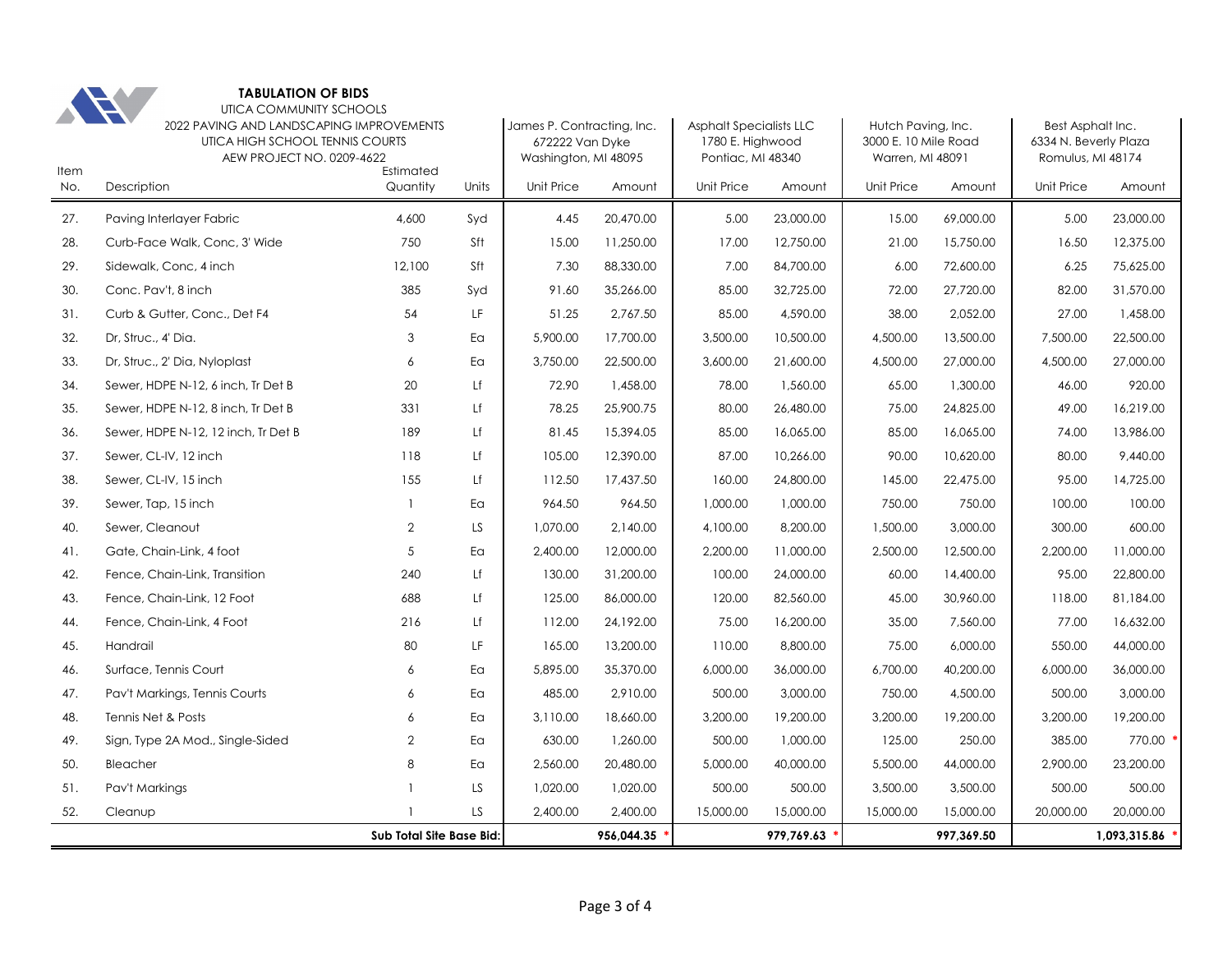**TABULATION OF BIDS**

UTICA COMMUNITY SCHOOLS

2022 PAVING AND LANDSCAPING IMPROVEMENTS

UTICA HIGH SCHOOL TENNIS COURTS

AEW PROJECT NO. 0209-4622

| Item No. | Description | Estimated Quantity | Units | James P. Contracting, Inc. 672222 Van Dyke Washington, MI 48095 | | Asphalt Specialists LLC 1780 E. Highwood Pontiac, MI 48340 | | Hutch Paving, Inc. 3000 E. 10 Mile Road Warren, MI 48091 | | Best Asphalt Inc. 6334 N. Beverly Plaza Romulus, MI 48174 | |
|---|---|---|---|---|---|---|---|---|---|---|---|
| | | | | Unit Price | Amount | Unit Price | Amount | Unit Price | Amount | Unit Price | Amount |
| 27. | Paving Interlayer Fabric | 4,600 | Syd | 4.45 | 20,470.00 | 5.00 | 23,000.00 | 15.00 | 69,000.00 | 5.00 | 23,000.00 |
| 28. | Curb-Face Walk, Conc, 3' Wide | 750 | Sft | 15.00 | 11,250.00 | 17.00 | 12,750.00 | 21.00 | 15,750.00 | 16.50 | 12,375.00 |
| 29. | Sidewalk, Conc, 4 inch | 12,100 | Sft | 7.30 | 88,330.00 | 7.00 | 84,700.00 | 6.00 | 72,600.00 | 6.25 | 75,625.00 |
| 30. | Conc. Pav't, 8 inch | 385 | Syd | 91.60 | 35,266.00 | 85.00 | 32,725.00 | 72.00 | 27,720.00 | 82.00 | 31,570.00 |
| 31. | Curb & Gutter, Conc., Det F4 | 54 | LF | 51.25 | 2,767.50 | 85.00 | 4,590.00 | 38.00 | 2,052.00 | 27.00 | 1,458.00 |
| 32. | Dr, Struc., 4' Dia. | 3 | Ea | 5,900.00 | 17,700.00 | 3,500.00 | 10,500.00 | 4,500.00 | 13,500.00 | 7,500.00 | 22,500.00 |
| 33. | Dr, Struc., 2' Dia, Nyloplast | 6 | Ea | 3,750.00 | 22,500.00 | 3,600.00 | 21,600.00 | 4,500.00 | 27,000.00 | 4,500.00 | 27,000.00 |
| 34. | Sewer, HDPE N-12, 6 inch, Tr Det B | 20 | Lf | 72.90 | 1,458.00 | 78.00 | 1,560.00 | 65.00 | 1,300.00 | 46.00 | 920.00 |
| 35. | Sewer, HDPE N-12, 8 inch, Tr Det B | 331 | Lf | 78.25 | 25,900.75 | 80.00 | 26,480.00 | 75.00 | 24,825.00 | 49.00 | 16,219.00 |
| 36. | Sewer, HDPE N-12, 12 inch, Tr Det B | 189 | Lf | 81.45 | 15,394.05 | 85.00 | 16,065.00 | 85.00 | 16,065.00 | 74.00 | 13,986.00 |
| 37. | Sewer, CL-IV, 12 inch | 118 | Lf | 105.00 | 12,390.00 | 87.00 | 10,266.00 | 90.00 | 10,620.00 | 80.00 | 9,440.00 |
| 38. | Sewer, CL-IV, 15 inch | 155 | Lf | 112.50 | 17,437.50 | 160.00 | 24,800.00 | 145.00 | 22,475.00 | 95.00 | 14,725.00 |
| 39. | Sewer, Tap, 15 inch | 1 | Ea | 964.50 | 964.50 | 1,000.00 | 1,000.00 | 750.00 | 750.00 | 100.00 | 100.00 |
| 40. | Sewer, Cleanout | 2 | LS | 1,070.00 | 2,140.00 | 4,100.00 | 8,200.00 | 1,500.00 | 3,000.00 | 300.00 | 600.00 |
| 41. | Gate, Chain-Link, 4 foot | 5 | Ea | 2,400.00 | 12,000.00 | 2,200.00 | 11,000.00 | 2,500.00 | 12,500.00 | 2,200.00 | 11,000.00 |
| 42. | Fence, Chain-Link, Transition | 240 | Lf | 130.00 | 31,200.00 | 100.00 | 24,000.00 | 60.00 | 14,400.00 | 95.00 | 22,800.00 |
| 43. | Fence, Chain-Link, 12 Foot | 688 | Lf | 125.00 | 86,000.00 | 120.00 | 82,560.00 | 45.00 | 30,960.00 | 118.00 | 81,184.00 |
| 44. | Fence, Chain-Link, 4 Foot | 216 | Lf | 112.00 | 24,192.00 | 75.00 | 16,200.00 | 35.00 | 7,560.00 | 77.00 | 16,632.00 |
| 45. | Handrail | 80 | LF | 165.00 | 13,200.00 | 110.00 | 8,800.00 | 75.00 | 6,000.00 | 550.00 | 44,000.00 |
| 46. | Surface, Tennis Court | 6 | Ea | 5,895.00 | 35,370.00 | 6,000.00 | 36,000.00 | 6,700.00 | 40,200.00 | 6,000.00 | 36,000.00 |
| 47. | Pav't Markings, Tennis Courts | 6 | Ea | 485.00 | 2,910.00 | 500.00 | 3,000.00 | 750.00 | 4,500.00 | 500.00 | 3,000.00 |
| 48. | Tennis Net & Posts | 6 | Ea | 3,110.00 | 18,660.00 | 3,200.00 | 19,200.00 | 3,200.00 | 19,200.00 | 3,200.00 | 19,200.00 |
| 49. | Sign, Type 2A Mod., Single-Sided | 2 | Ea | 630.00 | 1,260.00 | 500.00 | 1,000.00 | 125.00 | 250.00 | 385.00 | 770.00 * |
| 50. | Bleacher | 8 | Ea | 2,560.00 | 20,480.00 | 5,000.00 | 40,000.00 | 5,500.00 | 44,000.00 | 2,900.00 | 23,200.00 |
| 51. | Pav't Markings | 1 | LS | 1,020.00 | 1,020.00 | 500.00 | 500.00 | 3,500.00 | 3,500.00 | 500.00 | 500.00 |
| 52. | Cleanup | 1 | LS | 2,400.00 | 2,400.00 | 15,000.00 | 15,000.00 | 15,000.00 | 15,000.00 | 20,000.00 | 20,000.00 |
| | | **Sub Total Site Base Bid:** | | | **956,044.35** * | | **979,769.63** * | | **997,369.50** | | **1,093,315.86** * |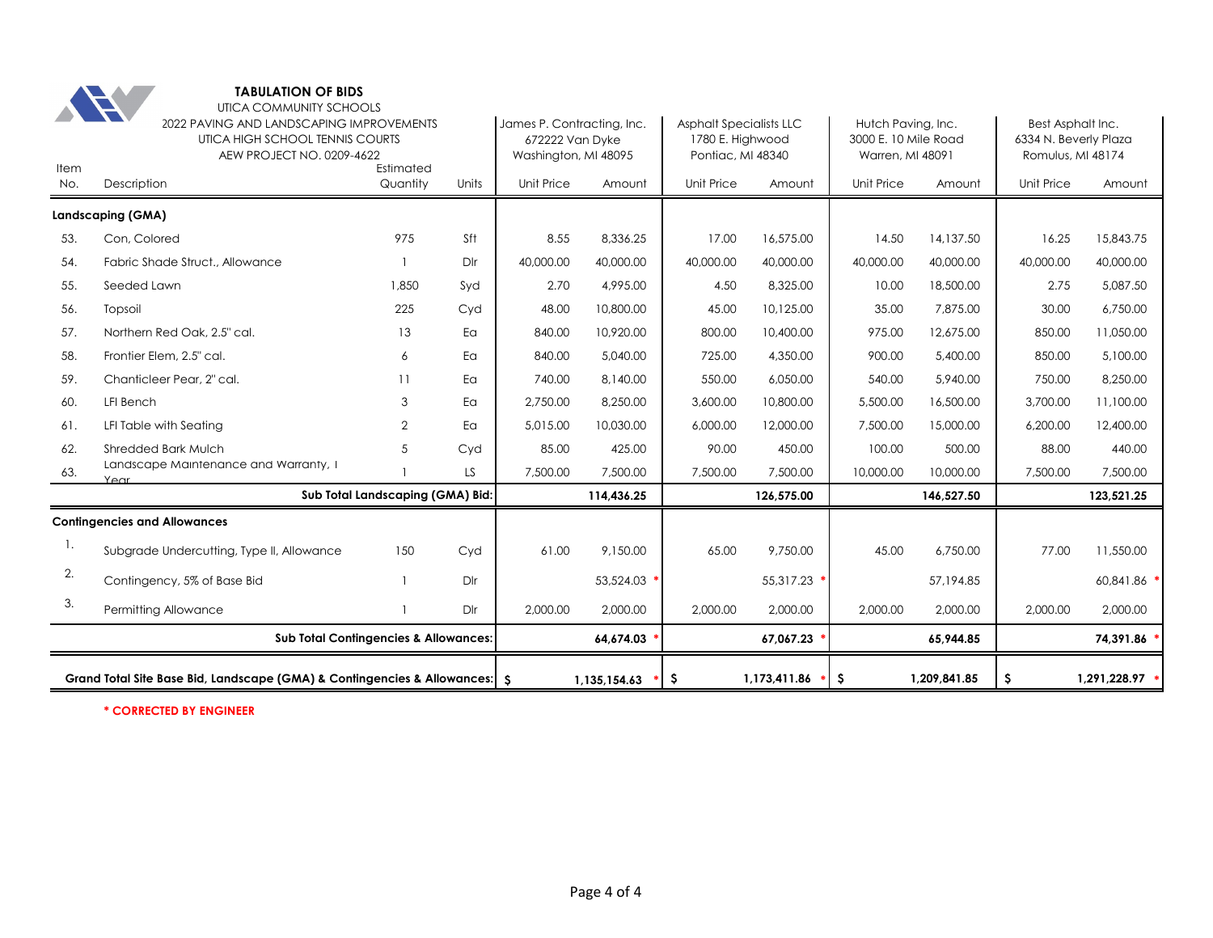**TABULATION OF BIDS**

UTICA COMMUNITY SCHOOLS
2022 PAVING AND LANDSCAPING IMPROVEMENTS
UTICA HIGH SCHOOL TENNIS COURTS
AEW PROJECT NO. 0209-4622

| Item No. | Description | Estimated Quantity | Units | James P. Contracting, Inc. 672222 Van Dyke Washington, MI 48095 | | Asphalt Specialists LLC 1780 E. Highwood Pontiac, MI 48340 | | Hutch Paving, Inc. 3000 E. 10 Mile Road Warren, MI 48091 | | Best Asphalt Inc. 6334 N. Beverly Plaza Romulus, MI 48174 | |
|---|---|---|---|---|---|---|---|---|---|---|---|
| | | | | Unit Price | Amount | Unit Price | Amount | Unit Price | Amount | Unit Price | Amount |
| **Landscaping (GMA)** | | | | | | | | | | | |
| 53. | Con, Colored | 975 | Sft | 8.55 | 8,336.25 | 17.00 | 16,575.00 | 14.50 | 14,137.50 | 16.25 | 15,843.75 |
| 54. | Fabric Shade Struct., Allowance | 1 | Dlr | 40,000.00 | 40,000.00 | 40,000.00 | 40,000.00 | 40,000.00 | 40,000.00 | 40,000.00 | 40,000.00 |
| 55. | Seeded Lawn | 1,850 | Syd | 2.70 | 4,995.00 | 4.50 | 8,325.00 | 10.00 | 18,500.00 | 2.75 | 5,087.50 |
| 56. | Topsoil | 225 | Cyd | 48.00 | 10,800.00 | 45.00 | 10,125.00 | 35.00 | 7,875.00 | 30.00 | 6,750.00 |
| 57. | Northern Red Oak, 2.5" cal. | 13 | Ea | 840.00 | 10,920.00 | 800.00 | 10,400.00 | 975.00 | 12,675.00 | 850.00 | 11,050.00 |
| 58. | Frontier Elem, 2.5" cal. | 6 | Ea | 840.00 | 5,040.00 | 725.00 | 4,350.00 | 900.00 | 5,400.00 | 850.00 | 5,100.00 |
| 59. | Chanticleer Pear, 2" cal. | 11 | Ea | 740.00 | 8,140.00 | 550.00 | 6,050.00 | 540.00 | 5,940.00 | 750.00 | 8,250.00 |
| 60. | LFI Bench | 3 | Ea | 2,750.00 | 8,250.00 | 3,600.00 | 10,800.00 | 5,500.00 | 16,500.00 | 3,700.00 | 11,100.00 |
| 61. | LFI Table with Seating | 2 | Ea | 5,015.00 | 10,030.00 | 6,000.00 | 12,000.00 | 7,500.00 | 15,000.00 | 6,200.00 | 12,400.00 |
| 62. | Shredded Bark Mulch | 5 | Cyd | 85.00 | 425.00 | 90.00 | 450.00 | 100.00 | 500.00 | 88.00 | 440.00 |
| 63. | Landscape Maintenance and Warranty, 1 Year | 1 | LS | 7,500.00 | 7,500.00 | 7,500.00 | 7,500.00 | 10,000.00 | 10,000.00 | 7,500.00 | 7,500.00 |
| | **Sub Total Landscaping (GMA) Bid:** | | | | **114,436.25** | | **126,575.00** | | **146,527.50** | | **123,521.25** |
| **Contingencies and Allowances** | | | | | | | | | | | |
| 1. | Subgrade Undercutting, Type II, Allowance | 150 | Cyd | 61.00 | 9,150.00 | 65.00 | 9,750.00 | 45.00 | 6,750.00 | 77.00 | 11,550.00 |
| 2. | Contingency, 5% of Base Bid | 1 | Dlr | | 53,524.03 * | | 55,317.23 * | | 57,194.85 | | 60,841.86 * |
| 3. | Permitting Allowance | 1 | Dlr | 2,000.00 | 2,000.00 | 2,000.00 | 2,000.00 | 2,000.00 | 2,000.00 | 2,000.00 | 2,000.00 |
| | **Sub Total Contingencies & Allowances:** | | | | **64,674.03** * | | **67,067.23** * | | **65,944.85** | | **74,391.86** * |
| | **Grand Total Site Base Bid, Landscape (GMA) & Contingencies & Allowances:** | | | **$** | **1,135,154.63** * | **$** | **1,173,411.86** * | **$** | **1,209,841.85** | **$** | **1,291,228.97** * |

**\* CORRECTED BY ENGINEER**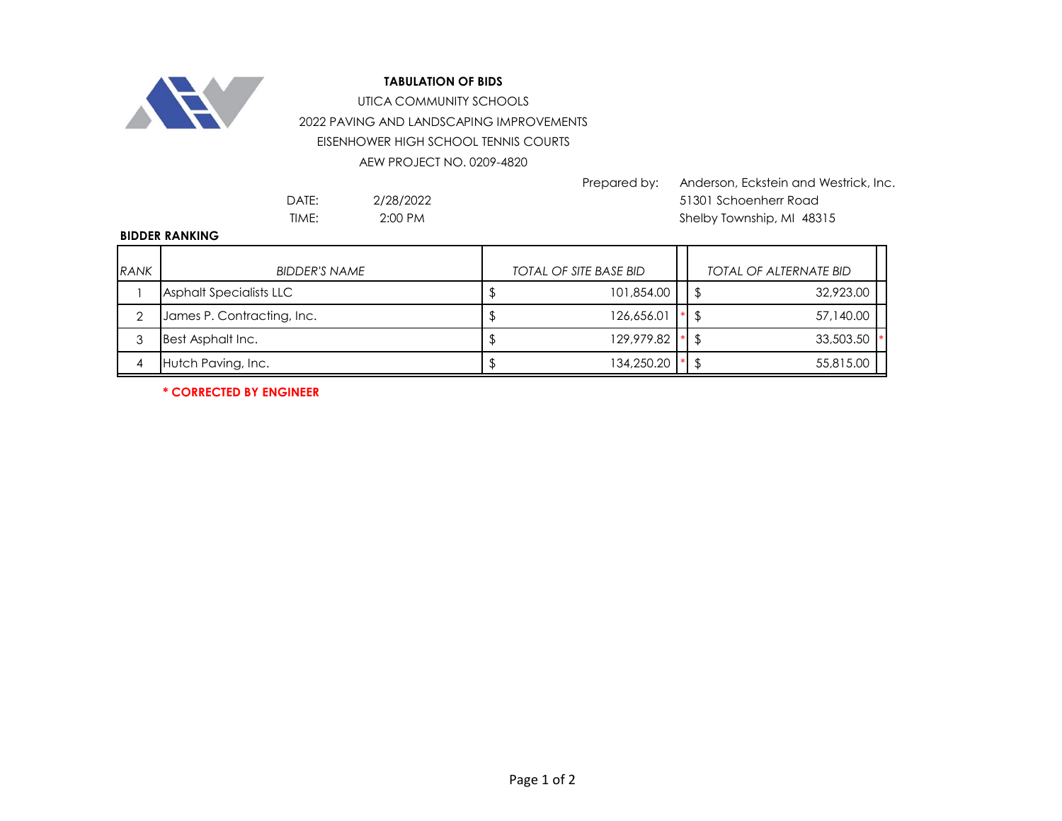**TABULATION OF BIDS**

UTICA COMMUNITY SCHOOLS

2022 PAVING AND LANDSCAPING IMPROVEMENTS

EISENHOWER HIGH SCHOOL TENNIS COURTS

AEW PROJECT NO. 0209-4820

Prepared by: Anderson, Eckstein and Westrick, Inc.
51301 Schoenherr Road
Shelby Township, MI 48315

DATE: 2/28/2022
TIME: 2:00 PM

**BIDDER RANKING**

| *RANK* | *BIDDER'S NAME* | *TOTAL OF SITE BASE BID* | | *TOTAL OF ALTERNATE BID* | |
|---|---|---|---|---|---|
| 1 | Asphalt Specialists LLC | $ 101,854.00 | | $ 32,923.00 | |
| 2 | James P. Contracting, Inc. | $ 126,656.01 | * | $ 57,140.00 | |
| 3 | Best Asphalt Inc. | $ 129,979.82 | * | $ 33,503.50 | * |
| 4 | Hutch Paving, Inc. | $ 134,250.20 | * | $ 55,815.00 | |

**\* CORRECTED BY ENGINEER**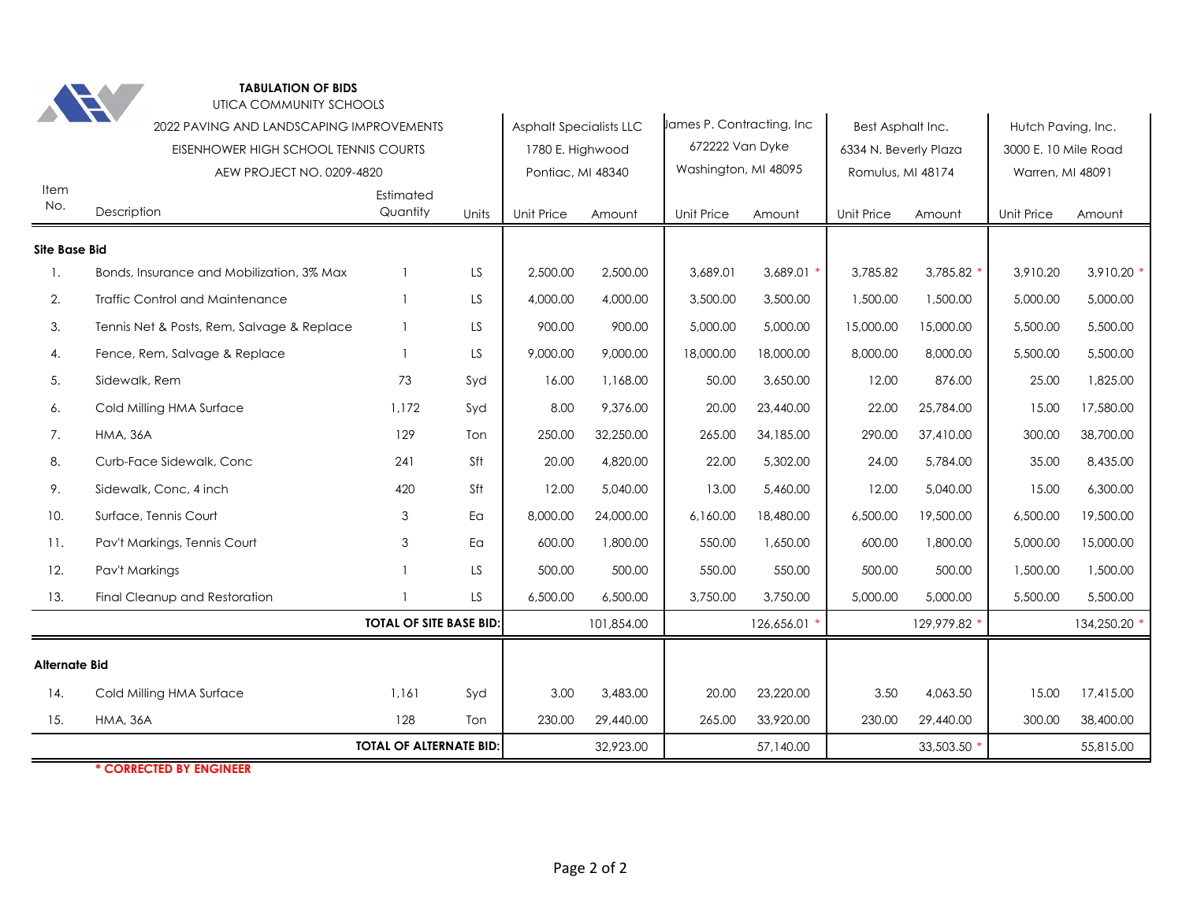**TABULATION OF BIDS**

UTICA COMMUNITY SCHOOLS

2022 PAVING AND LANDSCAPING IMPROVEMENTS

EISENHOWER HIGH SCHOOL TENNIS COURTS

AEW PROJECT NO. 0209-4820

| Item No. | Description | Estimated Quantity | Units | Asphalt Specialists LLC, 1780 E. Highwood, Pontiac, MI 48340 | | James P. Contracting, Inc, 672222 Van Dyke, Washington, MI 48095 | | Best Asphalt Inc., 6334 N. Beverly Plaza, Romulus, MI 48174 | | Hutch Paving, Inc., 3000 E. 10 Mile Road, Warren, MI 48091 | |
|---|---|---|---|---|---|---|---|---|---|---|---|
| | | | | Unit Price | Amount | Unit Price | Amount | Unit Price | Amount | Unit Price | Amount |
| **Site Base Bid** | | | | | | | | | | | |
| 1. | Bonds, Insurance and Mobilization, 3% Max | 1 | LS | 2,500.00 | 2,500.00 | 3,689.01 | 3,689.01 * | 3,785.82 | 3,785.82 * | 3,910.20 | 3,910.20 * |
| 2. | Traffic Control and Maintenance | 1 | LS | 4,000.00 | 4,000.00 | 3,500.00 | 3,500.00 | 1,500.00 | 1,500.00 | 5,000.00 | 5,000.00 |
| 3. | Tennis Net & Posts, Rem, Salvage & Replace | 1 | LS | 900.00 | 900.00 | 5,000.00 | 5,000.00 | 15,000.00 | 15,000.00 | 5,500.00 | 5,500.00 |
| 4. | Fence, Rem, Salvage & Replace | 1 | LS | 9,000.00 | 9,000.00 | 18,000.00 | 18,000.00 | 8,000.00 | 8,000.00 | 5,500.00 | 5,500.00 |
| 5. | Sidewalk, Rem | 73 | Syd | 16.00 | 1,168.00 | 50.00 | 3,650.00 | 12.00 | 876.00 | 25.00 | 1,825.00 |
| 6. | Cold Milling HMA Surface | 1,172 | Syd | 8.00 | 9,376.00 | 20.00 | 23,440.00 | 22.00 | 25,784.00 | 15.00 | 17,580.00 |
| 7. | HMA, 36A | 129 | Ton | 250.00 | 32,250.00 | 265.00 | 34,185.00 | 290.00 | 37,410.00 | 300.00 | 38,700.00 |
| 8. | Curb-Face Sidewalk, Conc | 241 | Sft | 20.00 | 4,820.00 | 22.00 | 5,302.00 | 24.00 | 5,784.00 | 35.00 | 8,435.00 |
| 9. | Sidewalk, Conc, 4 inch | 420 | Sft | 12.00 | 5,040.00 | 13.00 | 5,460.00 | 12.00 | 5,040.00 | 15.00 | 6,300.00 |
| 10. | Surface, Tennis Court | 3 | Ea | 8,000.00 | 24,000.00 | 6,160.00 | 18,480.00 | 6,500.00 | 19,500.00 | 6,500.00 | 19,500.00 |
| 11. | Pav't Markings, Tennis Court | 3 | Ea | 600.00 | 1,800.00 | 550.00 | 1,650.00 | 600.00 | 1,800.00 | 5,000.00 | 15,000.00 |
| 12. | Pav't Markings | 1 | LS | 500.00 | 500.00 | 550.00 | 550.00 | 500.00 | 500.00 | 1,500.00 | 1,500.00 |
| 13. | Final Cleanup and Restoration | 1 | LS | 6,500.00 | 6,500.00 | 3,750.00 | 3,750.00 | 5,000.00 | 5,000.00 | 5,500.00 | 5,500.00 |
| | **TOTAL OF SITE BASE BID:** | | | | 101,854.00 | | 126,656.01 * | | 129,979.82 * | | 134,250.20 * |
| **Alternate Bid** | | | | | | | | | | | |
| 14. | Cold Milling HMA Surface | 1,161 | Syd | 3.00 | 3,483.00 | 20.00 | 23,220.00 | 3.50 | 4,063.50 | 15.00 | 17,415.00 |
| 15. | HMA, 36A | 128 | Ton | 230.00 | 29,440.00 | 265.00 | 33,920.00 | 230.00 | 29,440.00 | 300.00 | 38,400.00 |
| | **TOTAL OF ALTERNATE BID:** | | | | 32,923.00 | | 57,140.00 | | 33,503.50 * | | 55,815.00 |

**\* CORRECTED BY ENGINEER**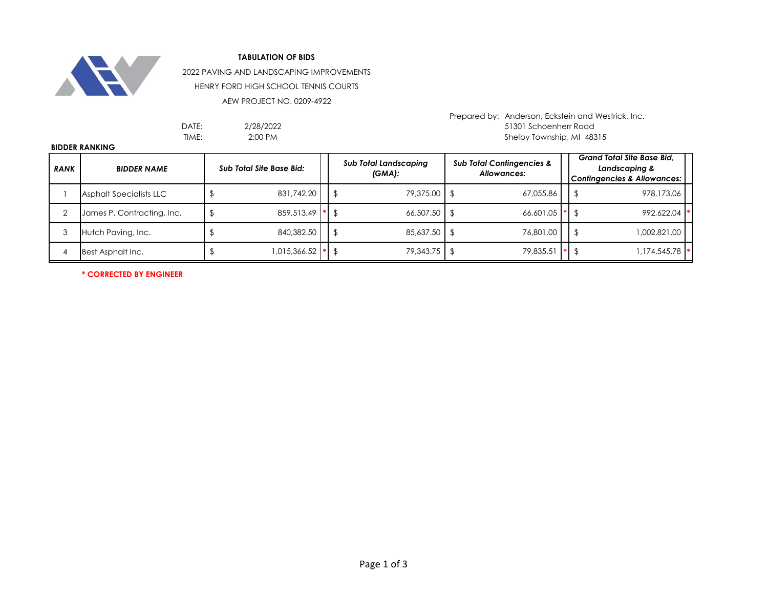# TABULATION OF BIDS

2022 PAVING AND LANDSCAPING IMPROVEMENTS

HENRY FORD HIGH SCHOOL TENNIS COURTS

AEW PROJECT NO. 0209-4922

DATE: 2/28/2022

TIME: 2:00 PM

Prepared by: Anderson, Eckstein and Westrick, Inc.
51301 Schoenherr Road
Shelby Township, MI 48315

**BIDDER RANKING**

| RANK | BIDDER NAME | Sub Total Site Base Bid: | Sub Total Landscaping (GMA): | Sub Total Contingencies & Allowances: | Grand Total Site Base Bid, Landscaping & Contingencies & Allowances: |
|---|---|---|---|---|---|
| 1 | Asphalt Specialists LLC | $ 831,742.20 | $ 79,375.00 | $ 67,055.86 | $ 978,173.06 |
| 2 | James P. Contracting, Inc. | $ 859,513.49 * | $ 66,507.50 | $ 66,601.05 * | $ 992,622.04 * |
| 3 | Hutch Paving, Inc. | $ 840,382.50 | $ 85,637.50 | $ 76,801.00 | $ 1,002,821.00 |
| 4 | Best Asphalt Inc. | $ 1,015,366.52 * | $ 79,343.75 | $ 79,835.51 * | $ 1,174,545.78 * |

**\* CORRECTED BY ENGINEER**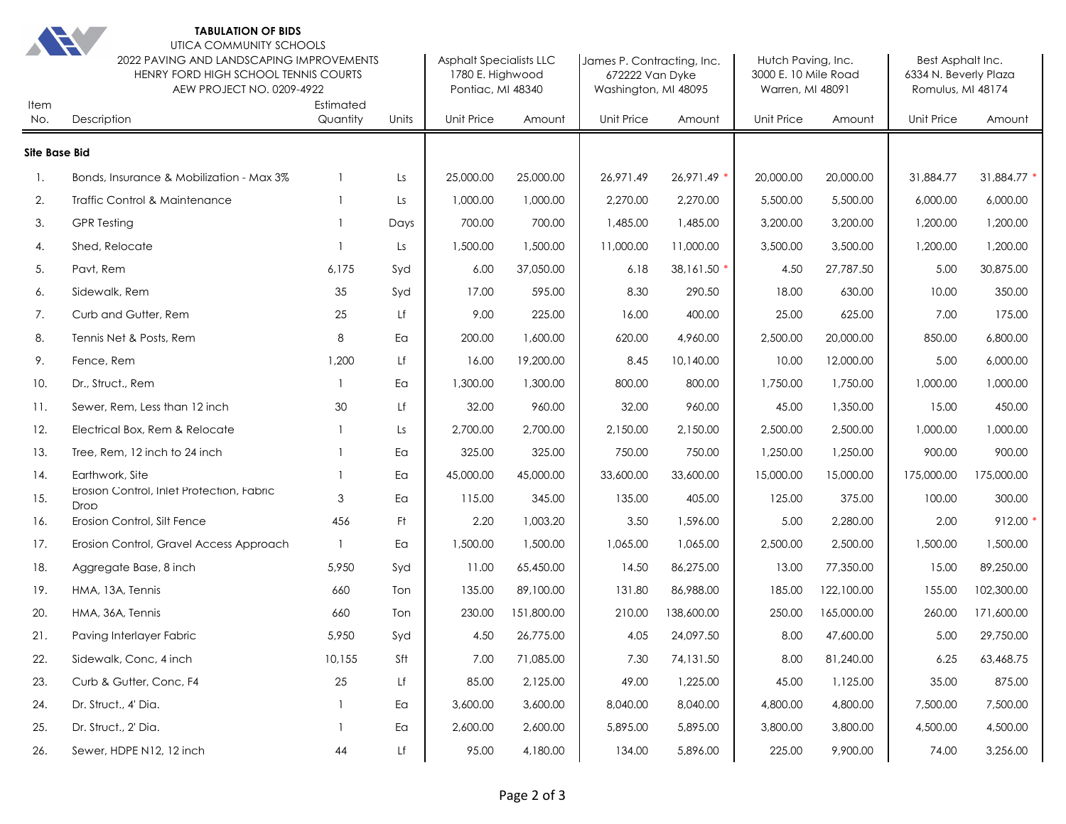**TABULATION OF BIDS**

UTICA COMMUNITY SCHOOLS

2022 PAVING AND LANDSCAPING IMPROVEMENTS

HENRY FORD HIGH SCHOOL TENNIS COURTS

AEW PROJECT NO. 0209-4922

| Item No. | Description | Estimated Quantity | Units | Asphalt Specialists LLC 1780 E. Highwood Pontiac, MI 48340 | | James P. Contracting, Inc. 672222 Van Dyke Washington, MI 48095 | | Hutch Paving, Inc. 3000 E. 10 Mile Road Warren, MI 48091 | | Best Asphalt Inc. 6334 N. Beverly Plaza Romulus, MI 48174 | |
|---|---|---|---|---|---|---|---|---|---|---|---|
| | | | | Unit Price | Amount | Unit Price | Amount | Unit Price | Amount | Unit Price | Amount |
| **Site Base Bid** | | | | | | | | | | | |
| 1. | Bonds, Insurance & Mobilization - Max 3% | 1 | Ls | 25,000.00 | 25,000.00 | 26,971.49 | 26,971.49 * | 20,000.00 | 20,000.00 | 31,884.77 | 31,884.77 * |
| 2. | Traffic Control & Maintenance | 1 | Ls | 1,000.00 | 1,000.00 | 2,270.00 | 2,270.00 | 5,500.00 | 5,500.00 | 6,000.00 | 6,000.00 |
| 3. | GPR Testing | 1 | Days | 700.00 | 700.00 | 1,485.00 | 1,485.00 | 3,200.00 | 3,200.00 | 1,200.00 | 1,200.00 |
| 4. | Shed, Relocate | 1 | Ls | 1,500.00 | 1,500.00 | 11,000.00 | 11,000.00 | 3,500.00 | 3,500.00 | 1,200.00 | 1,200.00 |
| 5. | Pavt, Rem | 6,175 | Syd | 6.00 | 37,050.00 | 6.18 | 38,161.50 * | 4.50 | 27,787.50 | 5.00 | 30,875.00 |
| 6. | Sidewalk, Rem | 35 | Syd | 17.00 | 595.00 | 8.30 | 290.50 | 18.00 | 630.00 | 10.00 | 350.00 |
| 7. | Curb and Gutter, Rem | 25 | Lf | 9.00 | 225.00 | 16.00 | 400.00 | 25.00 | 625.00 | 7.00 | 175.00 |
| 8. | Tennis Net & Posts, Rem | 8 | Ea | 200.00 | 1,600.00 | 620.00 | 4,960.00 | 2,500.00 | 20,000.00 | 850.00 | 6,800.00 |
| 9. | Fence, Rem | 1,200 | Lf | 16.00 | 19,200.00 | 8.45 | 10,140.00 | 10.00 | 12,000.00 | 5.00 | 6,000.00 |
| 10. | Dr., Struct., Rem | 1 | Ea | 1,300.00 | 1,300.00 | 800.00 | 800.00 | 1,750.00 | 1,750.00 | 1,000.00 | 1,000.00 |
| 11. | Sewer, Rem, Less than 12 inch | 30 | Lf | 32.00 | 960.00 | 32.00 | 960.00 | 45.00 | 1,350.00 | 15.00 | 450.00 |
| 12. | Electrical Box, Rem & Relocate | 1 | Ls | 2,700.00 | 2,700.00 | 2,150.00 | 2,150.00 | 2,500.00 | 2,500.00 | 1,000.00 | 1,000.00 |
| 13. | Tree, Rem, 12 inch to 24 inch | 1 | Ea | 325.00 | 325.00 | 750.00 | 750.00 | 1,250.00 | 1,250.00 | 900.00 | 900.00 |
| 14. | Earthwork, Site | 1 | Ea | 45,000.00 | 45,000.00 | 33,600.00 | 33,600.00 | 15,000.00 | 15,000.00 | 175,000.00 | 175,000.00 |
| 15. | Erosion Control, Inlet Protection, Fabric Drop | 3 | Ea | 115.00 | 345.00 | 135.00 | 405.00 | 125.00 | 375.00 | 100.00 | 300.00 |
| 16. | Erosion Control, Silt Fence | 456 | Ft | 2.20 | 1,003.20 | 3.50 | 1,596.00 | 5.00 | 2,280.00 | 2.00 | 912.00 * |
| 17. | Erosion Control, Gravel Access Approach | 1 | Ea | 1,500.00 | 1,500.00 | 1,065.00 | 1,065.00 | 2,500.00 | 2,500.00 | 1,500.00 | 1,500.00 |
| 18. | Aggregate Base, 8 inch | 5,950 | Syd | 11.00 | 65,450.00 | 14.50 | 86,275.00 | 13.00 | 77,350.00 | 15.00 | 89,250.00 |
| 19. | HMA, 13A, Tennis | 660 | Ton | 135.00 | 89,100.00 | 131.80 | 86,988.00 | 185.00 | 122,100.00 | 155.00 | 102,300.00 |
| 20. | HMA, 36A, Tennis | 660 | Ton | 230.00 | 151,800.00 | 210.00 | 138,600.00 | 250.00 | 165,000.00 | 260.00 | 171,600.00 |
| 21. | Paving Interlayer Fabric | 5,950 | Syd | 4.50 | 26,775.00 | 4.05 | 24,097.50 | 8.00 | 47,600.00 | 5.00 | 29,750.00 |
| 22. | Sidewalk, Conc, 4 inch | 10,155 | Sft | 7.00 | 71,085.00 | 7.30 | 74,131.50 | 8.00 | 81,240.00 | 6.25 | 63,468.75 |
| 23. | Curb & Gutter, Conc, F4 | 25 | Lf | 85.00 | 2,125.00 | 49.00 | 1,225.00 | 45.00 | 1,125.00 | 35.00 | 875.00 |
| 24. | Dr. Struct., 4' Dia. | 1 | Ea | 3,600.00 | 3,600.00 | 8,040.00 | 8,040.00 | 4,800.00 | 4,800.00 | 7,500.00 | 7,500.00 |
| 25. | Dr. Struct., 2' Dia. | 1 | Ea | 2,600.00 | 2,600.00 | 5,895.00 | 5,895.00 | 3,800.00 | 3,800.00 | 4,500.00 | 4,500.00 |
| 26. | Sewer, HDPE N12, 12 inch | 44 | Lf | 95.00 | 4,180.00 | 134.00 | 5,896.00 | 225.00 | 9,900.00 | 74.00 | 3,256.00 |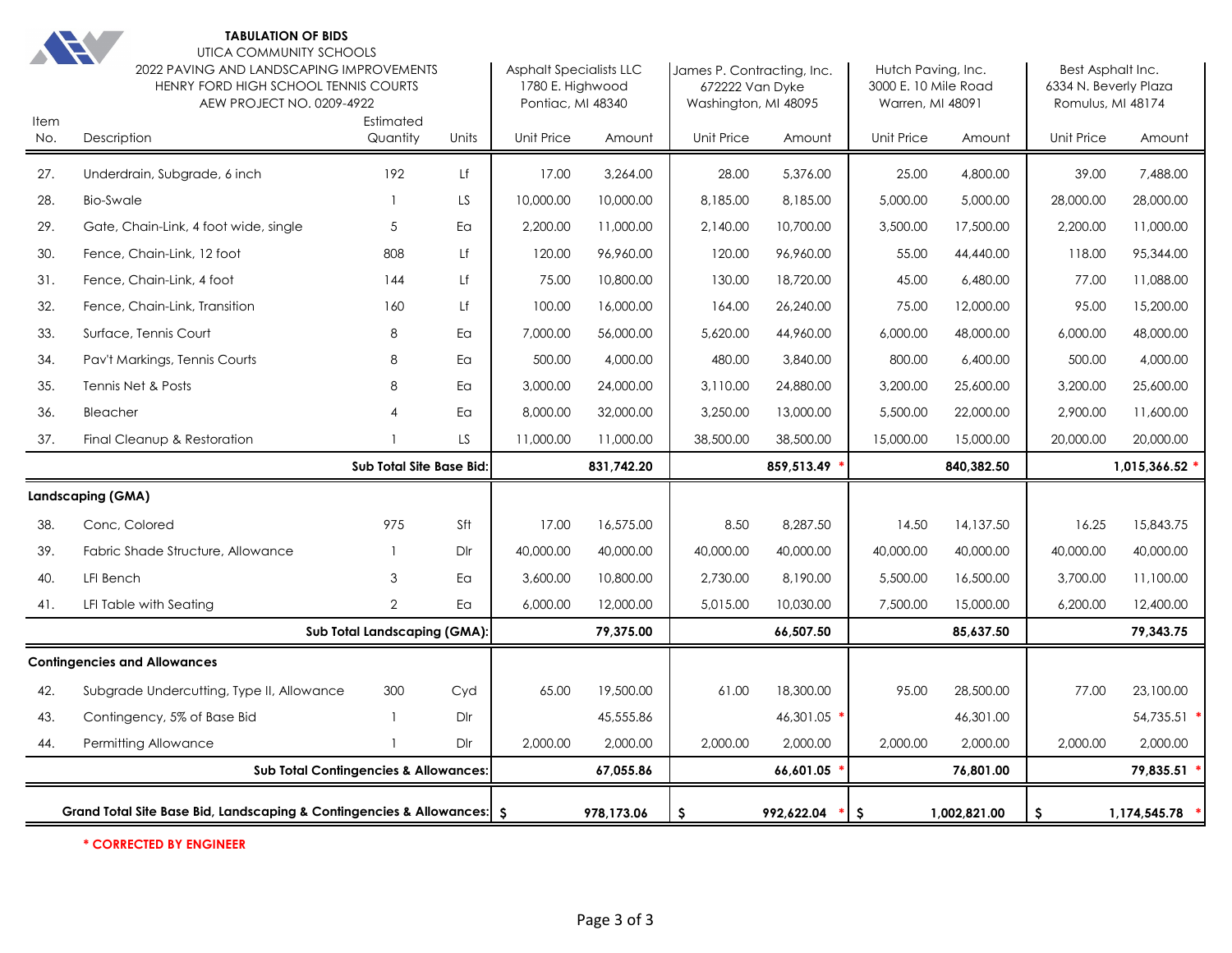**TABULATION OF BIDS**
UTICA COMMUNITY SCHOOLS
2022 PAVING AND LANDSCAPING IMPROVEMENTS
HENRY FORD HIGH SCHOOL TENNIS COURTS
AEW PROJECT NO. 0209-4922

| Item No. | Description | Estimated Quantity | Units | Asphalt Specialists LLC 1780 E. Highwood Pontiac, MI 48340 Unit Price | Amount | James P. Contracting, Inc. 672222 Van Dyke Washington, MI 48095 Unit Price | Amount | Hutch Paving, Inc. 3000 E. 10 Mile Road Warren, MI 48091 Unit Price | Amount | Best Asphalt Inc. 6334 N. Beverly Plaza Romulus, MI 48174 Unit Price | Amount |
|---|---|---|---|---|---|---|---|---|---|---|---|
| 27. | Underdrain, Subgrade, 6 inch | 192 | Lf | 17.00 | 3,264.00 | 28.00 | 5,376.00 | 25.00 | 4,800.00 | 39.00 | 7,488.00 |
| 28. | Bio-Swale | 1 | LS | 10,000.00 | 10,000.00 | 8,185.00 | 8,185.00 | 5,000.00 | 5,000.00 | 28,000.00 | 28,000.00 |
| 29. | Gate, Chain-Link, 4 foot wide, single | 5 | Ea | 2,200.00 | 11,000.00 | 2,140.00 | 10,700.00 | 3,500.00 | 17,500.00 | 2,200.00 | 11,000.00 |
| 30. | Fence, Chain-Link, 12 foot | 808 | Lf | 120.00 | 96,960.00 | 120.00 | 96,960.00 | 55.00 | 44,440.00 | 118.00 | 95,344.00 |
| 31. | Fence, Chain-Link, 4 foot | 144 | Lf | 75.00 | 10,800.00 | 130.00 | 18,720.00 | 45.00 | 6,480.00 | 77.00 | 11,088.00 |
| 32. | Fence, Chain-Link, Transition | 160 | Lf | 100.00 | 16,000.00 | 164.00 | 26,240.00 | 75.00 | 12,000.00 | 95.00 | 15,200.00 |
| 33. | Surface, Tennis Court | 8 | Ea | 7,000.00 | 56,000.00 | 5,620.00 | 44,960.00 | 6,000.00 | 48,000.00 | 6,000.00 | 48,000.00 |
| 34. | Pav't Markings, Tennis Courts | 8 | Ea | 500.00 | 4,000.00 | 480.00 | 3,840.00 | 800.00 | 6,400.00 | 500.00 | 4,000.00 |
| 35. | Tennis Net & Posts | 8 | Ea | 3,000.00 | 24,000.00 | 3,110.00 | 24,880.00 | 3,200.00 | 25,600.00 | 3,200.00 | 25,600.00 |
| 36. | Bleacher | 4 | Ea | 8,000.00 | 32,000.00 | 3,250.00 | 13,000.00 | 5,500.00 | 22,000.00 | 2,900.00 | 11,600.00 |
| 37. | Final Cleanup & Restoration | 1 | LS | 11,000.00 | 11,000.00 | 38,500.00 | 38,500.00 | 15,000.00 | 15,000.00 | 20,000.00 | 20,000.00 |
| | **Sub Total Site Base Bid:** | | | | **831,742.20** | | **859,513.49** * | | **840,382.50** | | **1,015,366.52** * |
| | **Landscaping (GMA)** | | | | | | | | | | |
| 38. | Conc, Colored | 975 | Sft | 17.00 | 16,575.00 | 8.50 | 8,287.50 | 14.50 | 14,137.50 | 16.25 | 15,843.75 |
| 39. | Fabric Shade Structure, Allowance | 1 | Dlr | 40,000.00 | 40,000.00 | 40,000.00 | 40,000.00 | 40,000.00 | 40,000.00 | 40,000.00 | 40,000.00 |
| 40. | LFI Bench | 3 | Ea | 3,600.00 | 10,800.00 | 2,730.00 | 8,190.00 | 5,500.00 | 16,500.00 | 3,700.00 | 11,100.00 |
| 41. | LFI Table with Seating | 2 | Ea | 6,000.00 | 12,000.00 | 5,015.00 | 10,030.00 | 7,500.00 | 15,000.00 | 6,200.00 | 12,400.00 |
| | **Sub Total Landscaping (GMA):** | | | | **79,375.00** | | **66,507.50** | | **85,637.50** | | **79,343.75** |
| | **Contingencies and Allowances** | | | | | | | | | | |
| 42. | Subgrade Undercutting, Type II, Allowance | 300 | Cyd | 65.00 | 19,500.00 | 61.00 | 18,300.00 | 95.00 | 28,500.00 | 77.00 | 23,100.00 |
| 43. | Contingency, 5% of Base Bid | 1 | Dlr | | 45,555.86 | | 46,301.05 * | | 46,301.00 | | 54,735.51 * |
| 44. | Permitting Allowance | 1 | Dlr | 2,000.00 | 2,000.00 | 2,000.00 | 2,000.00 | 2,000.00 | 2,000.00 | 2,000.00 | 2,000.00 |
| | **Sub Total Contingencies & Allowances:** | | | | **67,055.86** | | **66,601.05** * | | **76,801.00** | | **79,835.51** * |
| | **Grand Total Site Base Bid, Landscaping & Contingencies & Allowances:** | | | **$** | **978,173.06** | **$** | **992,622.04** * | **$** | **1,002,821.00** | **$** | **1,174,545.78** * |

**\* CORRECTED BY ENGINEER**